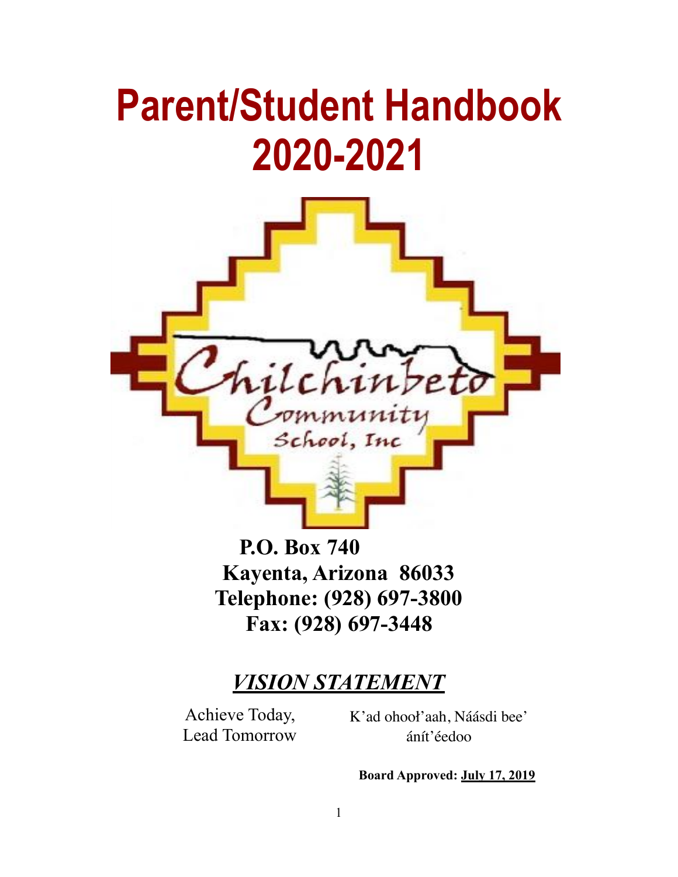# Parent/Student Handbook 2020-2021

Chilchinbeto Community School, Inc

**P.O. Box 740**
**Kayenta, Arizona 86033**
**Telephone: (928) 697-3800**
**Fax: (928) 697-3448**

## *VISION STATEMENT*

Achieve Today,
Lead Tomorrow

K'ad ohooł'aah, Náásdi bee' ánít'éedoo

**Board Approved: July 17, 2019**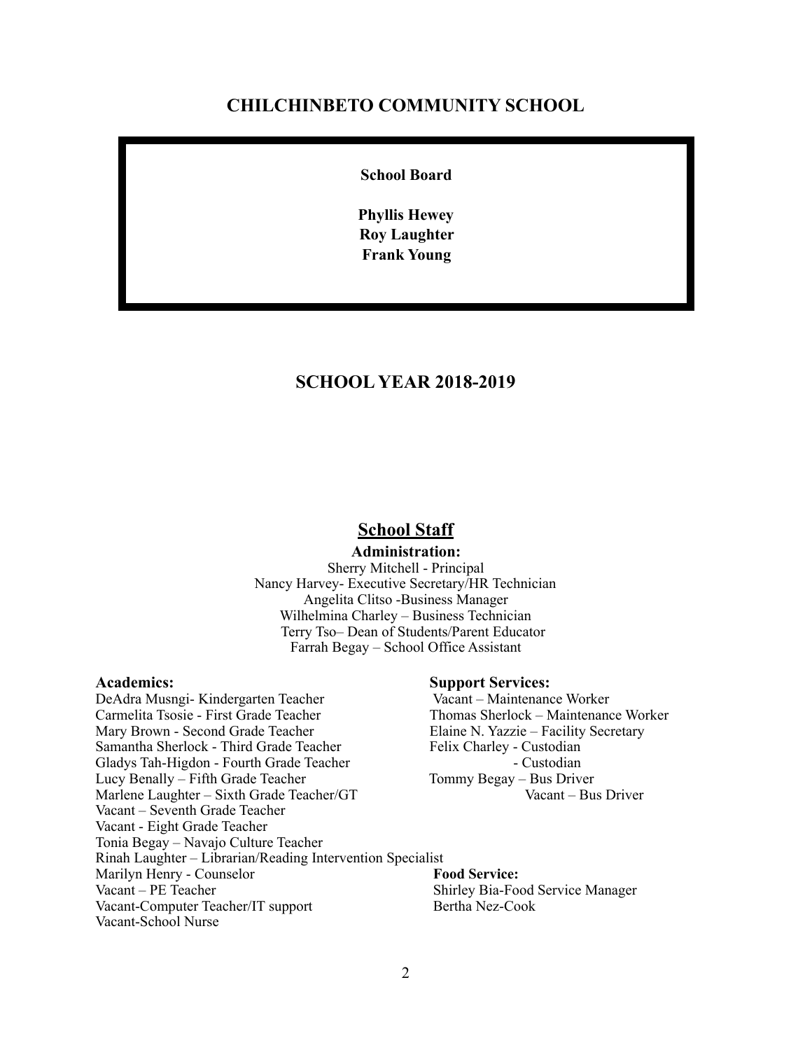# CHILCHINBETO COMMUNITY SCHOOL

**School Board**

**Phyllis Hewey**
**Roy Laughter**
**Frank Young**

## SCHOOL YEAR 2018-2019

## School Staff

**Administration:**

Sherry Mitchell - Principal
Nancy Harvey- Executive Secretary/HR Technician
Angelita Clitso -Business Manager
Wilhelmina Charley – Business Technician
Terry Tso– Dean of Students/Parent Educator
Farrah Begay – School Office Assistant

**Academics:**

DeAdra Musngi- Kindergarten Teacher
Carmelita Tsosie - First Grade Teacher
Mary Brown - Second Grade Teacher
Samantha Sherlock - Third Grade Teacher
Gladys Tah-Higdon - Fourth Grade Teacher
Lucy Benally – Fifth Grade Teacher
Marlene Laughter – Sixth Grade Teacher/GT
Vacant – Seventh Grade Teacher
Vacant - Eight Grade Teacher
Tonia Begay – Navajo Culture Teacher
Rinah Laughter – Librarian/Reading Intervention Specialist
Marilyn Henry - Counselor
Vacant – PE Teacher
Vacant-Computer Teacher/IT support
Vacant-School Nurse

**Support Services:**

Vacant – Maintenance Worker
Thomas Sherlock – Maintenance Worker
Elaine N. Yazzie – Facility Secretary
Felix Charley - Custodian
\- Custodian
Tommy Begay – Bus Driver
Vacant – Bus Driver

**Food Service:**

Shirley Bia-Food Service Manager
Bertha Nez-Cook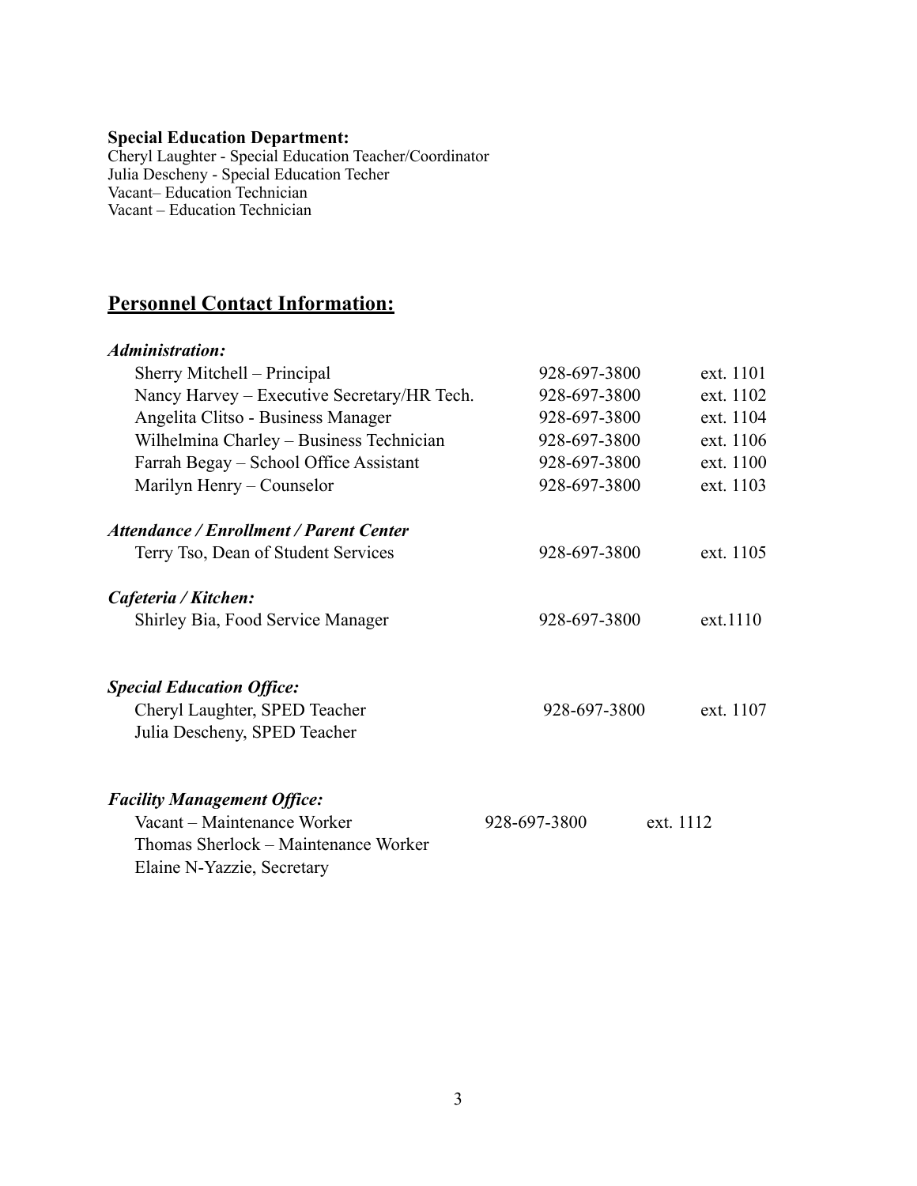**Special Education Department:**

Cheryl Laughter - Special Education Teacher/Coordinator
Julia Descheny - Special Education Techer
Vacant– Education Technician
Vacant – Education Technician

## Personnel Contact Information:

***Administration:***

| | | |
|---|---|---|
| Sherry Mitchell – Principal | 928-697-3800 | ext. 1101 |
| Nancy Harvey – Executive Secretary/HR Tech. | 928-697-3800 | ext. 1102 |
| Angelita Clitso - Business Manager | 928-697-3800 | ext. 1104 |
| Wilhelmina Charley – Business Technician | 928-697-3800 | ext. 1106 |
| Farrah Begay – School Office Assistant | 928-697-3800 | ext. 1100 |
| Marilyn Henry – Counselor | 928-697-3800 | ext. 1103 |

***Attendance / Enrollment / Parent Center***

| | | |
|---|---|---|
| Terry Tso, Dean of Student Services | 928-697-3800 | ext. 1105 |

***Cafeteria / Kitchen:***

| | | |
|---|---|---|
| Shirley Bia, Food Service Manager | 928-697-3800 | ext.1110 |

***Special Education Office:***

| | | |
|---|---|---|
| Cheryl Laughter, SPED Teacher | 928-697-3800 | ext. 1107 |
| Julia Descheny, SPED Teacher | | |

***Facility Management Office:***

| | | |
|---|---|---|
| Vacant – Maintenance Worker | 928-697-3800 | ext. 1112 |
| Thomas Sherlock – Maintenance Worker | | |
| Elaine N-Yazzie, Secretary | | |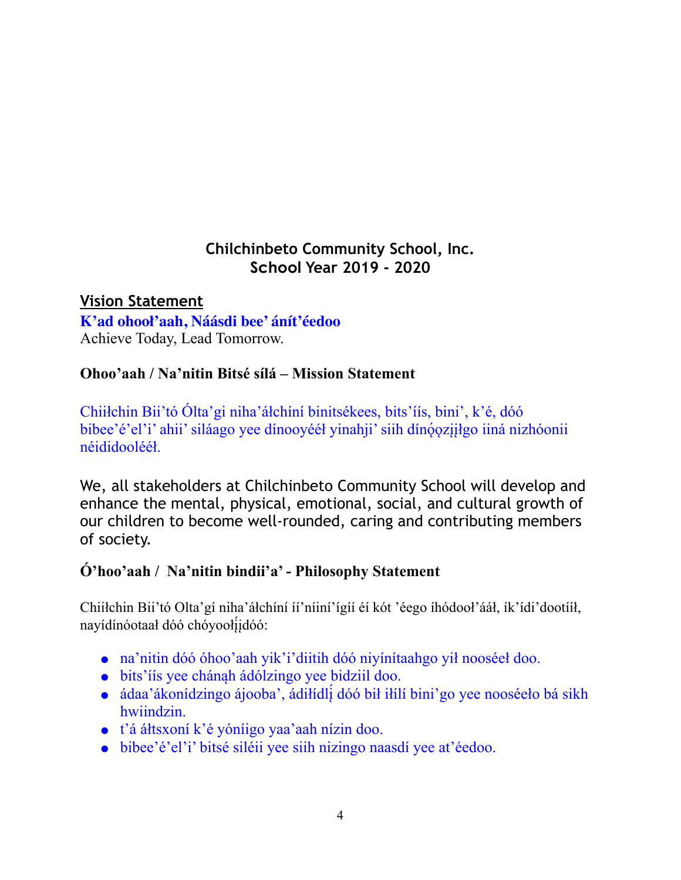## Chilchinbeto Community School, Inc.
## School Year 2019 - 2020

### Vision Statement

**K'ad ohooł'aah, Náásdi bee' áníť'éedoo**
Achieve Today, Lead Tomorrow.

### Ohoo'aah / Na'nitin Bitsé sílá – Mission Statement

Chiiłchin Bii'tó Ólta'gi niha'áłchíní binitsékees, bits'íís, bini', k'é, dóó bibee'é'el'i' ahii' siláago yee dínooyéél yinahji' siih dínǫǫzįįłgo iiná nizhóonii néididooléél.

We, all stakeholders at Chilchinbeto Community School will develop and enhance the mental, physical, emotional, social, and cultural growth of our children to become well-rounded, caring and contributing members of society.

### Ó'hoo'aah / Na'nitin bindii'a' - Philosophy Statement

Chiiłchin Bii'tó Olta'gí niha'áłchíní íí'níiní'ígíí éí kót 'éego íhódooł'ááł, ík'ídi'dootííł, nayídínóotaał dóó chóyooł'įįdóó:

- na'nitin dóó óhoo'aah yik'i'diitih dóó niyínítaahgo yił nooséeł doo.
- bits'íís yee chánąh ádólzingo yee bidziil doo.
- ádaa'ákonídzingo ájooba', ádiłídlį́ dóó bił iłílí bini'go yee nooséeło bá sikh hwiindzin.
- t'á áłtsxoní k'é yóníigo yaa'aah nízin doo.
- bibee'é'el'i' bitsé siléii yee siih nizingo naasdí yee at'éedoo.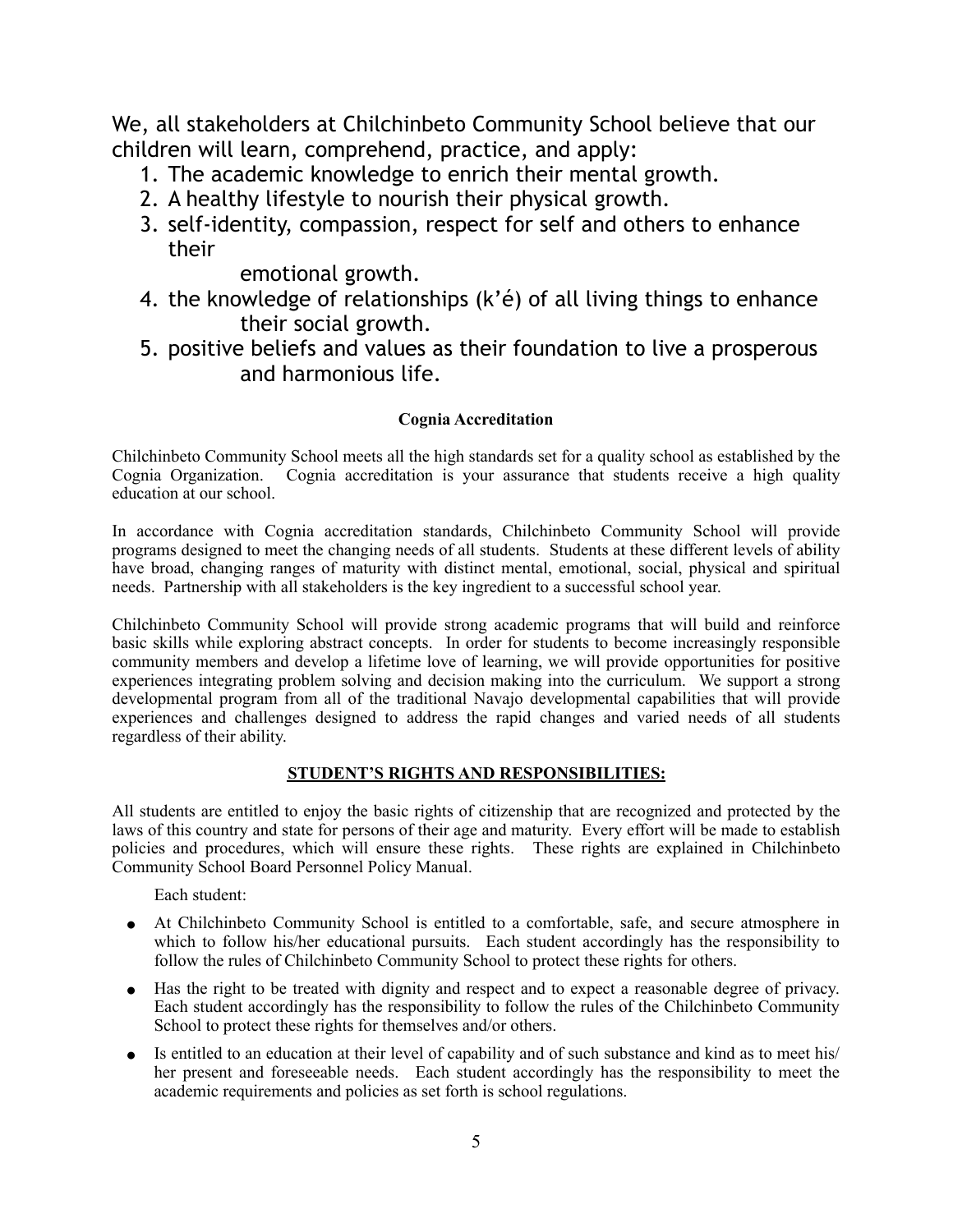We, all stakeholders at Chilchinbeto Community School believe that our children will learn, comprehend, practice, and apply:

1. The academic knowledge to enrich their mental growth.
2. A healthy lifestyle to nourish their physical growth.
3. self-identity, compassion, respect for self and others to enhance their emotional growth.
4. the knowledge of relationships (k'é) of all living things to enhance their social growth.
5. positive beliefs and values as their foundation to live a prosperous and harmonious life.

**Cognia Accreditation**

Chilchinbeto Community School meets all the high standards set for a quality school as established by the Cognia Organization. Cognia accreditation is your assurance that students receive a high quality education at our school.

In accordance with Cognia accreditation standards, Chilchinbeto Community School will provide programs designed to meet the changing needs of all students. Students at these different levels of ability have broad, changing ranges of maturity with distinct mental, emotional, social, physical and spiritual needs. Partnership with all stakeholders is the key ingredient to a successful school year.

Chilchinbeto Community School will provide strong academic programs that will build and reinforce basic skills while exploring abstract concepts. In order for students to become increasingly responsible community members and develop a lifetime love of learning, we will provide opportunities for positive experiences integrating problem solving and decision making into the curriculum. We support a strong developmental program from all of the traditional Navajo developmental capabilities that will provide experiences and challenges designed to address the rapid changes and varied needs of all students regardless of their ability.

**STUDENT'S RIGHTS AND RESPONSIBILITIES:**

All students are entitled to enjoy the basic rights of citizenship that are recognized and protected by the laws of this country and state for persons of their age and maturity. Every effort will be made to establish policies and procedures, which will ensure these rights. These rights are explained in Chilchinbeto Community School Board Personnel Policy Manual.

Each student:

- At Chilchinbeto Community School is entitled to a comfortable, safe, and secure atmosphere in which to follow his/her educational pursuits. Each student accordingly has the responsibility to follow the rules of Chilchinbeto Community School to protect these rights for others.
- Has the right to be treated with dignity and respect and to expect a reasonable degree of privacy. Each student accordingly has the responsibility to follow the rules of the Chilchinbeto Community School to protect these rights for themselves and/or others.
- Is entitled to an education at their level of capability and of such substance and kind as to meet his/ her present and foreseeable needs. Each student accordingly has the responsibility to meet the academic requirements and policies as set forth is school regulations.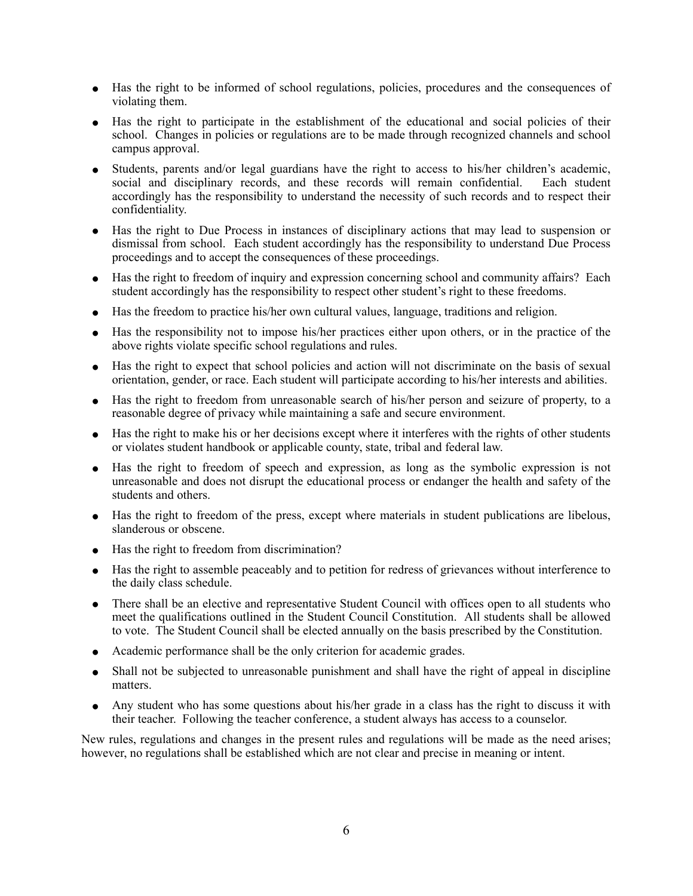- Has the right to be informed of school regulations, policies, procedures and the consequences of violating them.
- Has the right to participate in the establishment of the educational and social policies of their school. Changes in policies or regulations are to be made through recognized channels and school campus approval.
- Students, parents and/or legal guardians have the right to access to his/her children's academic, social and disciplinary records, and these records will remain confidential. Each student accordingly has the responsibility to understand the necessity of such records and to respect their confidentiality.
- Has the right to Due Process in instances of disciplinary actions that may lead to suspension or dismissal from school. Each student accordingly has the responsibility to understand Due Process proceedings and to accept the consequences of these proceedings.
- Has the right to freedom of inquiry and expression concerning school and community affairs? Each student accordingly has the responsibility to respect other student's right to these freedoms.
- Has the freedom to practice his/her own cultural values, language, traditions and religion.
- Has the responsibility not to impose his/her practices either upon others, or in the practice of the above rights violate specific school regulations and rules.
- Has the right to expect that school policies and action will not discriminate on the basis of sexual orientation, gender, or race. Each student will participate according to his/her interests and abilities.
- Has the right to freedom from unreasonable search of his/her person and seizure of property, to a reasonable degree of privacy while maintaining a safe and secure environment.
- Has the right to make his or her decisions except where it interferes with the rights of other students or violates student handbook or applicable county, state, tribal and federal law.
- Has the right to freedom of speech and expression, as long as the symbolic expression is not unreasonable and does not disrupt the educational process or endanger the health and safety of the students and others.
- Has the right to freedom of the press, except where materials in student publications are libelous, slanderous or obscene.
- Has the right to freedom from discrimination?
- Has the right to assemble peaceably and to petition for redress of grievances without interference to the daily class schedule.
- There shall be an elective and representative Student Council with offices open to all students who meet the qualifications outlined in the Student Council Constitution. All students shall be allowed to vote. The Student Council shall be elected annually on the basis prescribed by the Constitution.
- Academic performance shall be the only criterion for academic grades.
- Shall not be subjected to unreasonable punishment and shall have the right of appeal in discipline matters.
- Any student who has some questions about his/her grade in a class has the right to discuss it with their teacher. Following the teacher conference, a student always has access to a counselor.

New rules, regulations and changes in the present rules and regulations will be made as the need arises; however, no regulations shall be established which are not clear and precise in meaning or intent.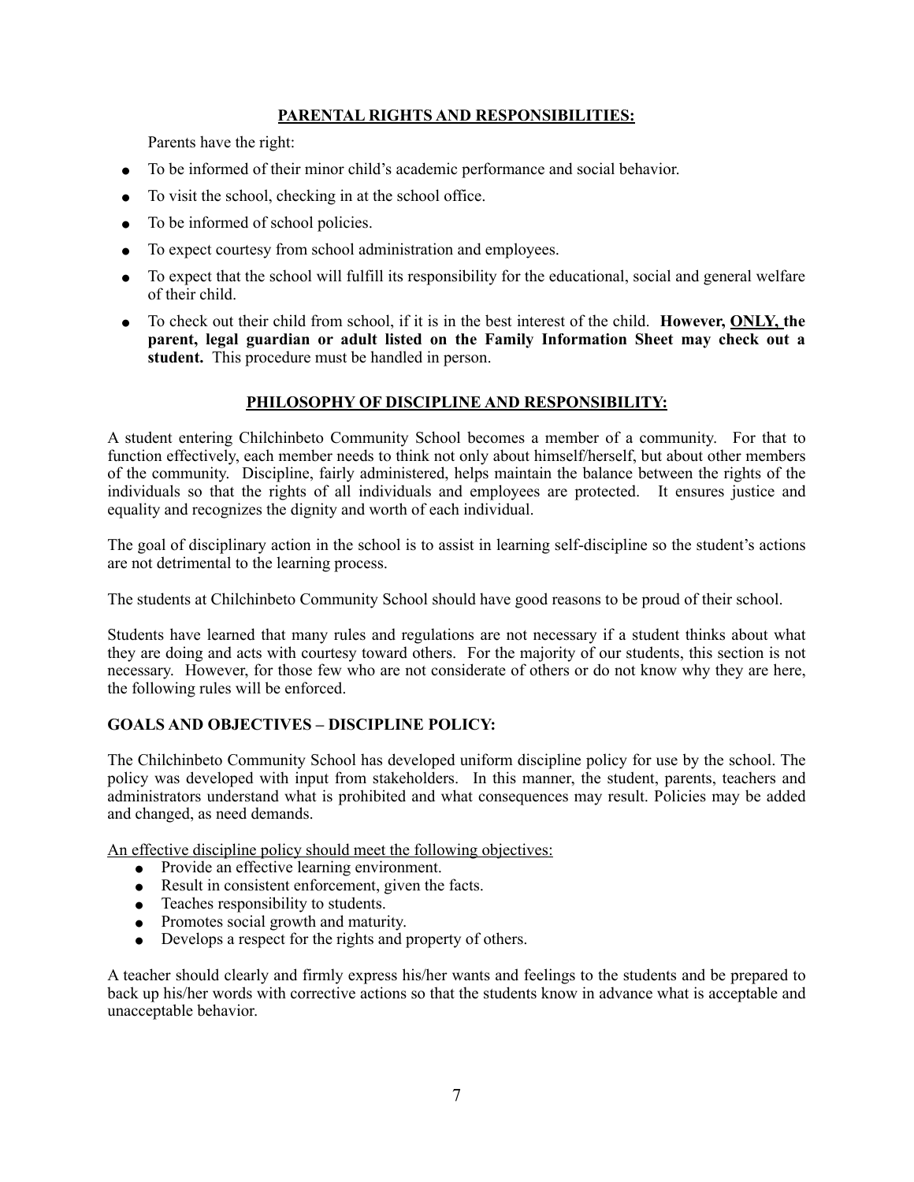## <u>PARENTAL RIGHTS AND RESPONSIBILITIES:</u>

Parents have the right:

- To be informed of their minor child's academic performance and social behavior.
- To visit the school, checking in at the school office.
- To be informed of school policies.
- To expect courtesy from school administration and employees.
- To expect that the school will fulfill its responsibility for the educational, social and general welfare of their child.
- To check out their child from school, if it is in the best interest of the child. **However, <u>ONLY,</u> the parent, legal guardian or adult listed on the Family Information Sheet may check out a student.** This procedure must be handled in person.

## <u>PHILOSOPHY OF DISCIPLINE AND RESPONSIBILITY:</u>

A student entering Chilchinbeto Community School becomes a member of a community. For that to function effectively, each member needs to think not only about himself/herself, but about other members of the community. Discipline, fairly administered, helps maintain the balance between the rights of the individuals so that the rights of all individuals and employees are protected. It ensures justice and equality and recognizes the dignity and worth of each individual.

The goal of disciplinary action in the school is to assist in learning self-discipline so the student's actions are not detrimental to the learning process.

The students at Chilchinbeto Community School should have good reasons to be proud of their school.

Students have learned that many rules and regulations are not necessary if a student thinks about what they are doing and acts with courtesy toward others. For the majority of our students, this section is not necessary. However, for those few who are not considerate of others or do not know why they are here, the following rules will be enforced.

### GOALS AND OBJECTIVES – DISCIPLINE POLICY:

The Chilchinbeto Community School has developed uniform discipline policy for use by the school. The policy was developed with input from stakeholders. In this manner, the student, parents, teachers and administrators understand what is prohibited and what consequences may result. Policies may be added and changed, as need demands.

<u>An effective discipline policy should meet the following objectives:</u>

- Provide an effective learning environment.
- Result in consistent enforcement, given the facts.
- Teaches responsibility to students.
- Promotes social growth and maturity.
- Develops a respect for the rights and property of others.

A teacher should clearly and firmly express his/her wants and feelings to the students and be prepared to back up his/her words with corrective actions so that the students know in advance what is acceptable and unacceptable behavior.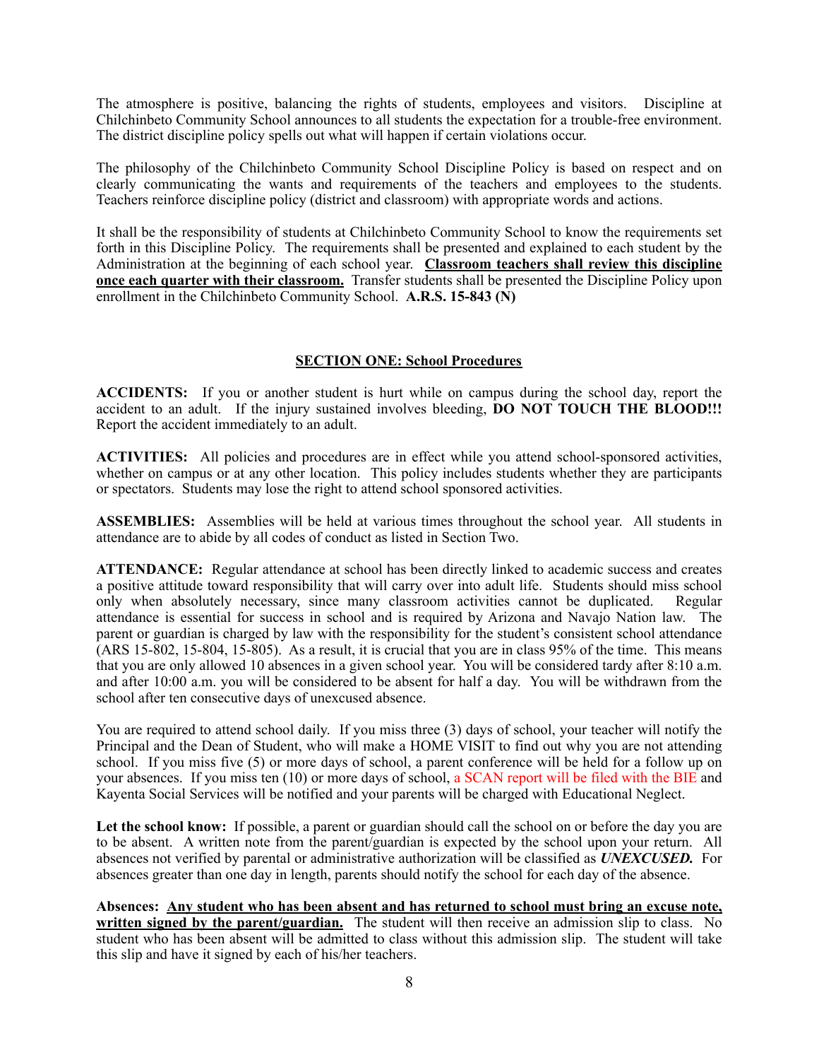The atmosphere is positive, balancing the rights of students, employees and visitors. Discipline at Chilchinbeto Community School announces to all students the expectation for a trouble-free environment. The district discipline policy spells out what will happen if certain violations occur.

The philosophy of the Chilchinbeto Community School Discipline Policy is based on respect and on clearly communicating the wants and requirements of the teachers and employees to the students. Teachers reinforce discipline policy (district and classroom) with appropriate words and actions.

It shall be the responsibility of students at Chilchinbeto Community School to know the requirements set forth in this Discipline Policy. The requirements shall be presented and explained to each student by the Administration at the beginning of each school year. **Classroom teachers shall review this discipline once each quarter with their classroom.** Transfer students shall be presented the Discipline Policy upon enrollment in the Chilchinbeto Community School. **A.R.S. 15-843 (N)**

## SECTION ONE: School Procedures

**ACCIDENTS:** If you or another student is hurt while on campus during the school day, report the accident to an adult. If the injury sustained involves bleeding, **DO NOT TOUCH THE BLOOD!!!** Report the accident immediately to an adult.

**ACTIVITIES:** All policies and procedures are in effect while you attend school-sponsored activities, whether on campus or at any other location. This policy includes students whether they are participants or spectators. Students may lose the right to attend school sponsored activities.

**ASSEMBLIES:** Assemblies will be held at various times throughout the school year. All students in attendance are to abide by all codes of conduct as listed in Section Two.

**ATTENDANCE:** Regular attendance at school has been directly linked to academic success and creates a positive attitude toward responsibility that will carry over into adult life. Students should miss school only when absolutely necessary, since many classroom activities cannot be duplicated. Regular attendance is essential for success in school and is required by Arizona and Navajo Nation law. The parent or guardian is charged by law with the responsibility for the student's consistent school attendance (ARS 15-802, 15-804, 15-805). As a result, it is crucial that you are in class 95% of the time. This means that you are only allowed 10 absences in a given school year. You will be considered tardy after 8:10 a.m. and after 10:00 a.m. you will be considered to be absent for half a day. You will be withdrawn from the school after ten consecutive days of unexcused absence.

You are required to attend school daily. If you miss three (3) days of school, your teacher will notify the Principal and the Dean of Student, who will make a HOME VISIT to find out why you are not attending school. If you miss five (5) or more days of school, a parent conference will be held for a follow up on your absences. If you miss ten (10) or more days of school, a SCAN report will be filed with the BIE and Kayenta Social Services will be notified and your parents will be charged with Educational Neglect.

**Let the school know:** If possible, a parent or guardian should call the school on or before the day you are to be absent. A written note from the parent/guardian is expected by the school upon your return. All absences not verified by parental or administrative authorization will be classified as ***UNEXCUSED.*** For absences greater than one day in length, parents should notify the school for each day of the absence.

**Absences: Any student who has been absent and has returned to school must bring an excuse note, written signed by the parent/guardian.** The student will then receive an admission slip to class. No student who has been absent will be admitted to class without this admission slip. The student will take this slip and have it signed by each of his/her teachers.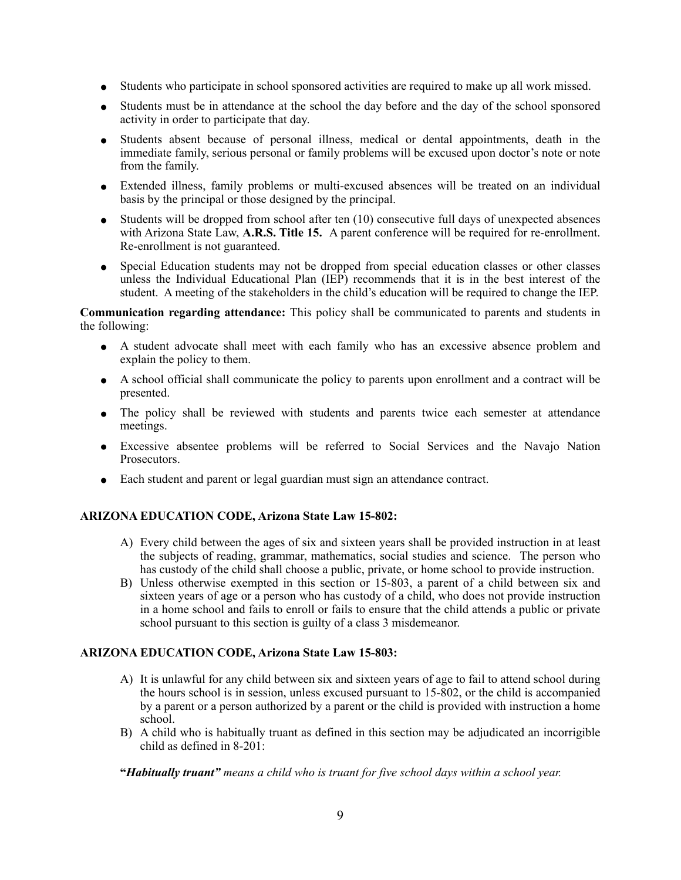- Students who participate in school sponsored activities are required to make up all work missed.
- Students must be in attendance at the school the day before and the day of the school sponsored activity in order to participate that day.
- Students absent because of personal illness, medical or dental appointments, death in the immediate family, serious personal or family problems will be excused upon doctor's note or note from the family.
- Extended illness, family problems or multi-excused absences will be treated on an individual basis by the principal or those designed by the principal.
- Students will be dropped from school after ten (10) consecutive full days of unexpected absences with Arizona State Law, **A.R.S. Title 15.** A parent conference will be required for re-enrollment. Re-enrollment is not guaranteed.
- Special Education students may not be dropped from special education classes or other classes unless the Individual Educational Plan (IEP) recommends that it is in the best interest of the student. A meeting of the stakeholders in the child's education will be required to change the IEP.

**Communication regarding attendance:** This policy shall be communicated to parents and students in the following:

- A student advocate shall meet with each family who has an excessive absence problem and explain the policy to them.
- A school official shall communicate the policy to parents upon enrollment and a contract will be presented.
- The policy shall be reviewed with students and parents twice each semester at attendance meetings.
- Excessive absentee problems will be referred to Social Services and the Navajo Nation Prosecutors.
- Each student and parent or legal guardian must sign an attendance contract.

**ARIZONA EDUCATION CODE, Arizona State Law 15-802:**

A) Every child between the ages of six and sixteen years shall be provided instruction in at least the subjects of reading, grammar, mathematics, social studies and science. The person who has custody of the child shall choose a public, private, or home school to provide instruction.

B) Unless otherwise exempted in this section or 15-803, a parent of a child between six and sixteen years of age or a person who has custody of a child, who does not provide instruction in a home school and fails to enroll or fails to ensure that the child attends a public or private school pursuant to this section is guilty of a class 3 misdemeanor.

**ARIZONA EDUCATION CODE, Arizona State Law 15-803:**

A) It is unlawful for any child between six and sixteen years of age to fail to attend school during the hours school is in session, unless excused pursuant to 15-802, or the child is accompanied by a parent or a person authorized by a parent or the child is provided with instruction a home school.

B) A child who is habitually truant as defined in this section may be adjudicated an incorrigible child as defined in 8-201:

**"*Habitually truant"*** *means a child who is truant for five school days within a school year.*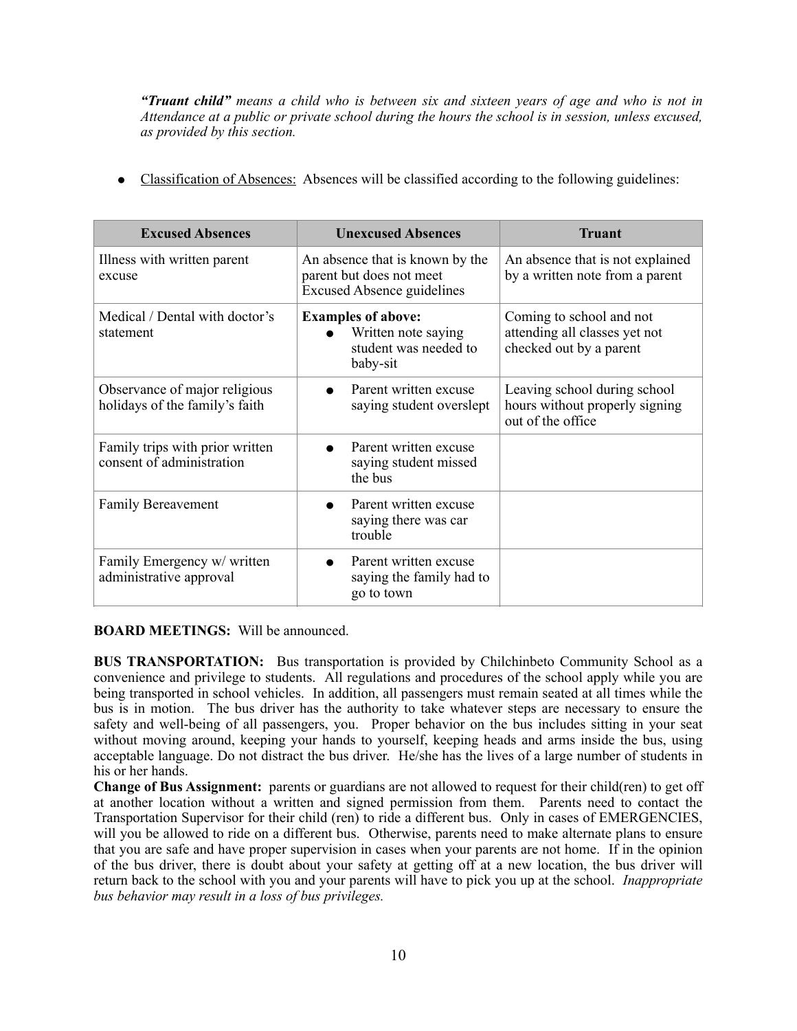***"Truant child"** means a child who is between six and sixteen years of age and who is not in Attendance at a public or private school during the hours the school is in session, unless excused, as provided by this section.*

- Classification of Absences: Absences will be classified according to the following guidelines:

| Excused Absences | Unexcused Absences | Truant |
|---|---|---|
| Illness with written parent excuse | An absence that is known by the parent but does not meet Excused Absence guidelines | An absence that is not explained by a written note from a parent |
| Medical / Dental with doctor's statement | **Examples of above:** <br>● Written note saying student was needed to baby-sit | Coming to school and not attending all classes yet not checked out by a parent |
| Observance of major religious holidays of the family's faith | ● Parent written excuse saying student overslept | Leaving school during school hours without properly signing out of the office |
| Family trips with prior written consent of administration | ● Parent written excuse saying student missed the bus | |
| Family Bereavement | ● Parent written excuse saying there was car trouble | |
| Family Emergency w/ written administrative approval | ● Parent written excuse saying the family had to go to town | |

**BOARD MEETINGS:** Will be announced.

**BUS TRANSPORTATION:** Bus transportation is provided by Chilchinbeto Community School as a convenience and privilege to students. All regulations and procedures of the school apply while you are being transported in school vehicles. In addition, all passengers must remain seated at all times while the bus is in motion. The bus driver has the authority to take whatever steps are necessary to ensure the safety and well-being of all passengers, you. Proper behavior on the bus includes sitting in your seat without moving around, keeping your hands to yourself, keeping heads and arms inside the bus, using acceptable language. Do not distract the bus driver. He/she has the lives of a large number of students in his or her hands.

**Change of Bus Assignment:** parents or guardians are not allowed to request for their child(ren) to get off at another location without a written and signed permission from them. Parents need to contact the Transportation Supervisor for their child (ren) to ride a different bus. Only in cases of EMERGENCIES, will you be allowed to ride on a different bus. Otherwise, parents need to make alternate plans to ensure that you are safe and have proper supervision in cases when your parents are not home. If in the opinion of the bus driver, there is doubt about your safety at getting off at a new location, the bus driver will return back to the school with you and your parents will have to pick you up at the school. *Inappropriate bus behavior may result in a loss of bus privileges.*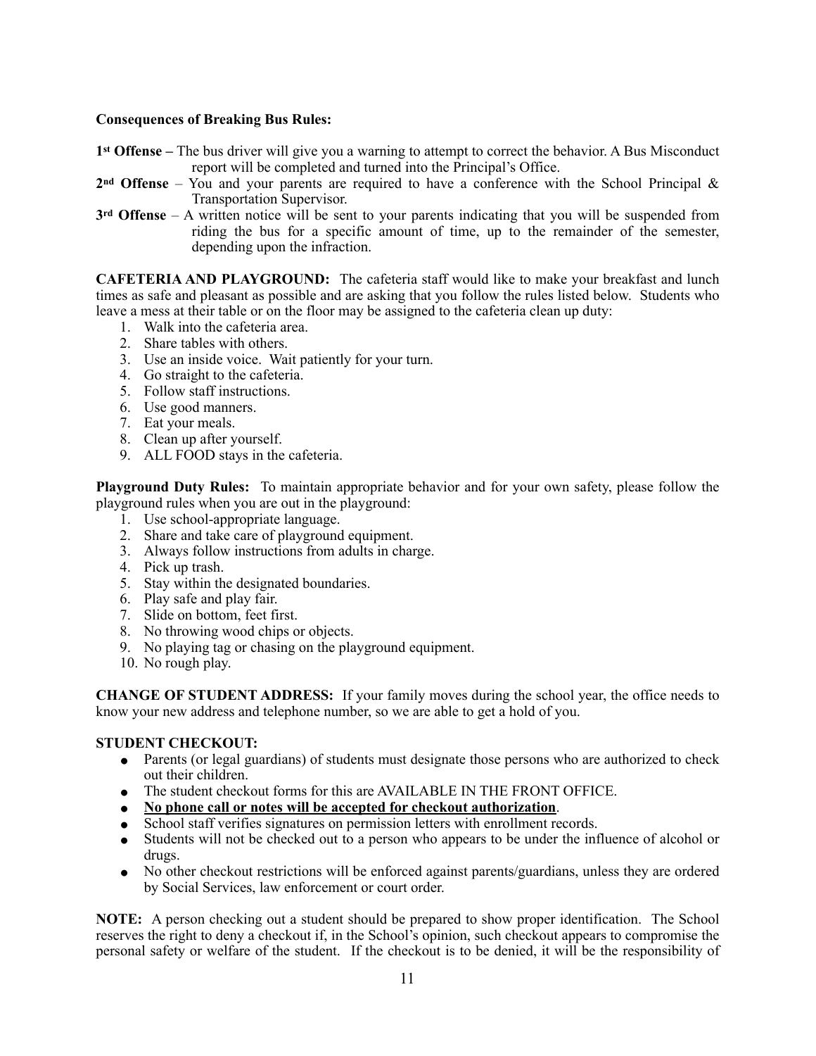**Consequences of Breaking Bus Rules:**

**1st Offense –** The bus driver will give you a warning to attempt to correct the behavior. A Bus Misconduct report will be completed and turned into the Principal's Office.

**2nd Offense** – You and your parents are required to have a conference with the School Principal & Transportation Supervisor.

**3rd Offense** – A written notice will be sent to your parents indicating that you will be suspended from riding the bus for a specific amount of time, up to the remainder of the semester, depending upon the infraction.

**CAFETERIA AND PLAYGROUND:** The cafeteria staff would like to make your breakfast and lunch times as safe and pleasant as possible and are asking that you follow the rules listed below. Students who leave a mess at their table or on the floor may be assigned to the cafeteria clean up duty:

1. Walk into the cafeteria area.
2. Share tables with others.
3. Use an inside voice. Wait patiently for your turn.
4. Go straight to the cafeteria.
5. Follow staff instructions.
6. Use good manners.
7. Eat your meals.
8. Clean up after yourself.
9. ALL FOOD stays in the cafeteria.

**Playground Duty Rules:** To maintain appropriate behavior and for your own safety, please follow the playground rules when you are out in the playground:

1. Use school-appropriate language.
2. Share and take care of playground equipment.
3. Always follow instructions from adults in charge.
4. Pick up trash.
5. Stay within the designated boundaries.
6. Play safe and play fair.
7. Slide on bottom, feet first.
8. No throwing wood chips or objects.
9. No playing tag or chasing on the playground equipment.
10. No rough play.

**CHANGE OF STUDENT ADDRESS:** If your family moves during the school year, the office needs to know your new address and telephone number, so we are able to get a hold of you.

**STUDENT CHECKOUT:**

- Parents (or legal guardians) of students must designate those persons who are authorized to check out their children.
- The student checkout forms for this are AVAILABLE IN THE FRONT OFFICE.
- **<u>No phone call or notes will be accepted for checkout authorization</u>**.
- School staff verifies signatures on permission letters with enrollment records.
- Students will not be checked out to a person who appears to be under the influence of alcohol or drugs.
- No other checkout restrictions will be enforced against parents/guardians, unless they are ordered by Social Services, law enforcement or court order.

**NOTE:** A person checking out a student should be prepared to show proper identification. The School reserves the right to deny a checkout if, in the School's opinion, such checkout appears to compromise the personal safety or welfare of the student. If the checkout is to be denied, it will be the responsibility of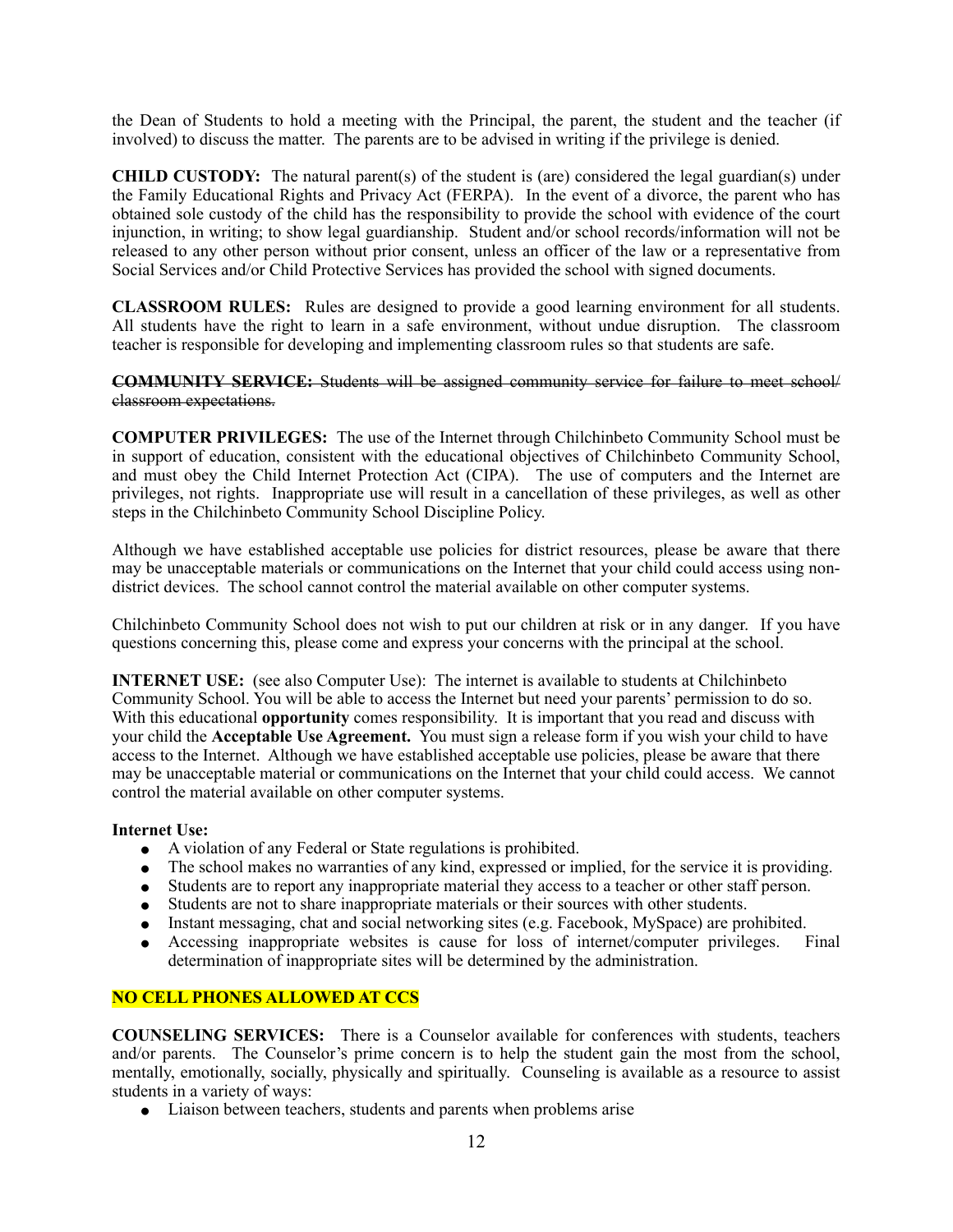the Dean of Students to hold a meeting with the Principal, the parent, the student and the teacher (if involved) to discuss the matter. The parents are to be advised in writing if the privilege is denied.

**CHILD CUSTODY:** The natural parent(s) of the student is (are) considered the legal guardian(s) under the Family Educational Rights and Privacy Act (FERPA). In the event of a divorce, the parent who has obtained sole custody of the child has the responsibility to provide the school with evidence of the court injunction, in writing; to show legal guardianship. Student and/or school records/information will not be released to any other person without prior consent, unless an officer of the law or a representative from Social Services and/or Child Protective Services has provided the school with signed documents.

**CLASSROOM RULES:** Rules are designed to provide a good learning environment for all students. All students have the right to learn in a safe environment, without undue disruption. The classroom teacher is responsible for developing and implementing classroom rules so that students are safe.

~~**COMMUNITY SERVICE:** Students will be assigned community service for failure to meet school/ classroom expectations.~~

**COMPUTER PRIVILEGES:** The use of the Internet through Chilchinbeto Community School must be in support of education, consistent with the educational objectives of Chilchinbeto Community School, and must obey the Child Internet Protection Act (CIPA). The use of computers and the Internet are privileges, not rights. Inappropriate use will result in a cancellation of these privileges, as well as other steps in the Chilchinbeto Community School Discipline Policy.

Although we have established acceptable use policies for district resources, please be aware that there may be unacceptable materials or communications on the Internet that your child could access using non-district devices. The school cannot control the material available on other computer systems.

Chilchinbeto Community School does not wish to put our children at risk or in any danger. If you have questions concerning this, please come and express your concerns with the principal at the school.

**INTERNET USE:** (see also Computer Use): The internet is available to students at Chilchinbeto Community School. You will be able to access the Internet but need your parents' permission to do so. With this educational **opportunity** comes responsibility. It is important that you read and discuss with your child the **Acceptable Use Agreement.** You must sign a release form if you wish your child to have access to the Internet. Although we have established acceptable use policies, please be aware that there may be unacceptable material or communications on the Internet that your child could access. We cannot control the material available on other computer systems.

**Internet Use:**

- A violation of any Federal or State regulations is prohibited.
- The school makes no warranties of any kind, expressed or implied, for the service it is providing.
- Students are to report any inappropriate material they access to a teacher or other staff person.
- Students are not to share inappropriate materials or their sources with other students.
- Instant messaging, chat and social networking sites (e.g. Facebook, MySpace) are prohibited.
- Accessing inappropriate websites is cause for loss of internet/computer privileges. Final determination of inappropriate sites will be determined by the administration.

**NO CELL PHONES ALLOWED AT CCS**

**COUNSELING SERVICES:** There is a Counselor available for conferences with students, teachers and/or parents. The Counselor's prime concern is to help the student gain the most from the school, mentally, emotionally, socially, physically and spiritually. Counseling is available as a resource to assist students in a variety of ways:

- Liaison between teachers, students and parents when problems arise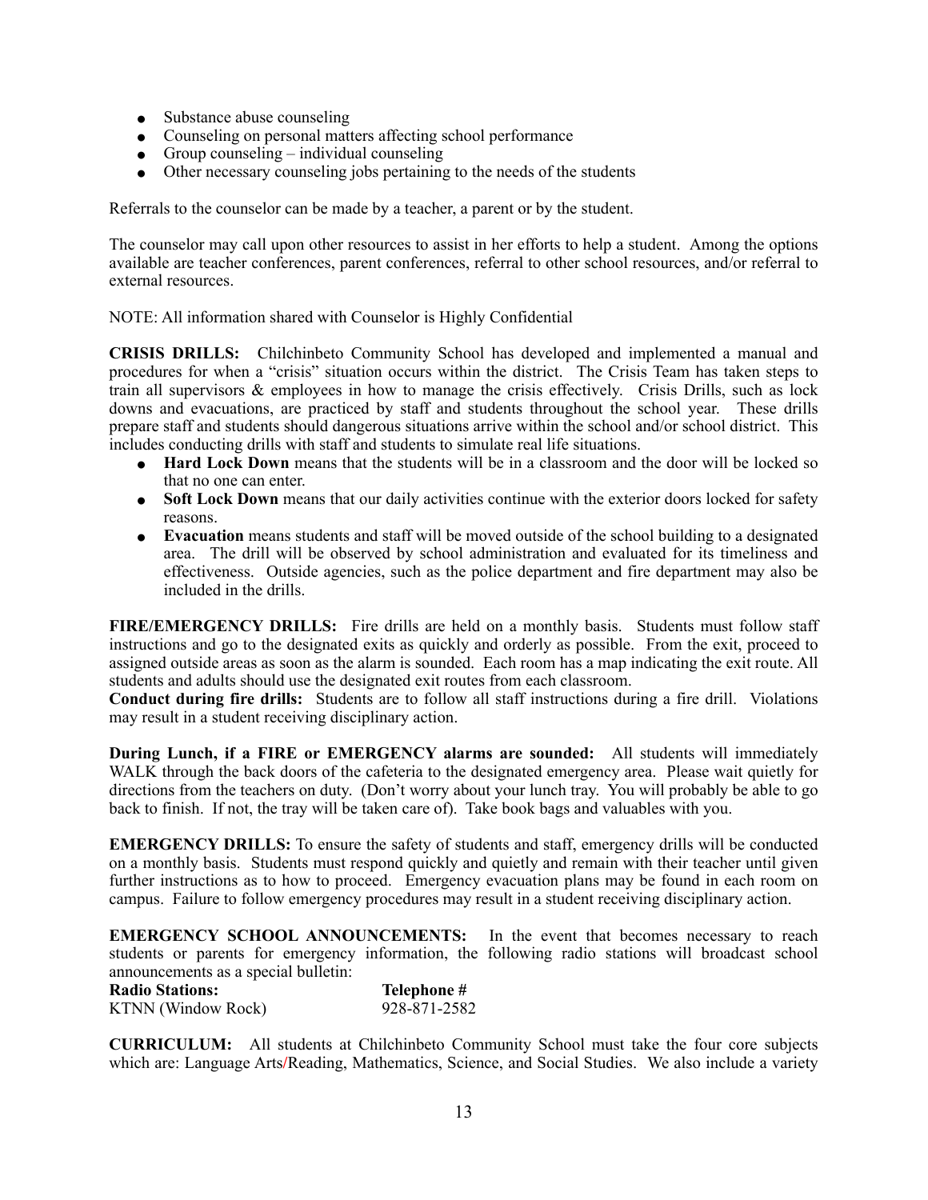- Substance abuse counseling
- Counseling on personal matters affecting school performance
- Group counseling – individual counseling
- Other necessary counseling jobs pertaining to the needs of the students

Referrals to the counselor can be made by a teacher, a parent or by the student.

The counselor may call upon other resources to assist in her efforts to help a student. Among the options available are teacher conferences, parent conferences, referral to other school resources, and/or referral to external resources.

NOTE: All information shared with Counselor is Highly Confidential

**CRISIS DRILLS:** Chilchinbeto Community School has developed and implemented a manual and procedures for when a "crisis" situation occurs within the district. The Crisis Team has taken steps to train all supervisors & employees in how to manage the crisis effectively. Crisis Drills, such as lock downs and evacuations, are practiced by staff and students throughout the school year. These drills prepare staff and students should dangerous situations arrive within the school and/or school district. This includes conducting drills with staff and students to simulate real life situations.

- **Hard Lock Down** means that the students will be in a classroom and the door will be locked so that no one can enter.
- **Soft Lock Down** means that our daily activities continue with the exterior doors locked for safety reasons.
- **Evacuation** means students and staff will be moved outside of the school building to a designated area. The drill will be observed by school administration and evaluated for its timeliness and effectiveness. Outside agencies, such as the police department and fire department may also be included in the drills.

**FIRE/EMERGENCY DRILLS:** Fire drills are held on a monthly basis. Students must follow staff instructions and go to the designated exits as quickly and orderly as possible. From the exit, proceed to assigned outside areas as soon as the alarm is sounded. Each room has a map indicating the exit route. All students and adults should use the designated exit routes from each classroom.
**Conduct during fire drills:** Students are to follow all staff instructions during a fire drill. Violations may result in a student receiving disciplinary action.

**During Lunch, if a FIRE or EMERGENCY alarms are sounded:** All students will immediately WALK through the back doors of the cafeteria to the designated emergency area. Please wait quietly for directions from the teachers on duty. (Don't worry about your lunch tray. You will probably be able to go back to finish. If not, the tray will be taken care of). Take book bags and valuables with you.

**EMERGENCY DRILLS:** To ensure the safety of students and staff, emergency drills will be conducted on a monthly basis. Students must respond quickly and quietly and remain with their teacher until given further instructions as to how to proceed. Emergency evacuation plans may be found in each room on campus. Failure to follow emergency procedures may result in a student receiving disciplinary action.

**EMERGENCY SCHOOL ANNOUNCEMENTS:** In the event that becomes necessary to reach students or parents for emergency information, the following radio stations will broadcast school announcements as a special bulletin:

| **Radio Stations:** | **Telephone #** |
|---|---|
| KTNN (Window Rock) | 928-871-2582 |

**CURRICULUM:** All students at Chilchinbeto Community School must take the four core subjects which are: Language Arts/Reading, Mathematics, Science, and Social Studies. We also include a variety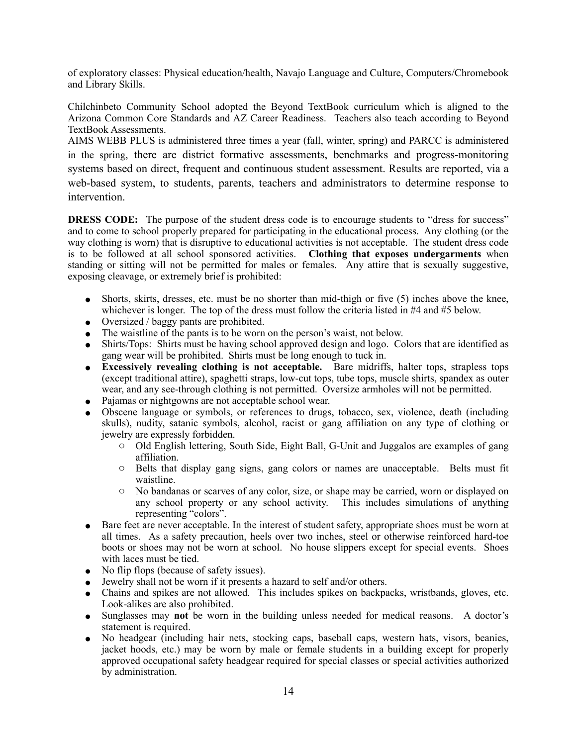of exploratory classes: Physical education/health, Navajo Language and Culture, Computers/Chromebook and Library Skills.

Chilchinbeto Community School adopted the Beyond TextBook curriculum which is aligned to the Arizona Common Core Standards and AZ Career Readiness. Teachers also teach according to Beyond TextBook Assessments.
AIMS WEBB PLUS is administered three times a year (fall, winter, spring) and PARCC is administered in the spring, there are district formative assessments, benchmarks and progress-monitoring systems based on direct, frequent and continuous student assessment. Results are reported, via a web-based system, to students, parents, teachers and administrators to determine response to intervention.

**DRESS CODE:** The purpose of the student dress code is to encourage students to "dress for success" and to come to school properly prepared for participating in the educational process. Any clothing (or the way clothing is worn) that is disruptive to educational activities is not acceptable. The student dress code is to be followed at all school sponsored activities. **Clothing that exposes undergarments** when standing or sitting will not be permitted for males or females. Any attire that is sexually suggestive, exposing cleavage, or extremely brief is prohibited:

- Shorts, skirts, dresses, etc. must be no shorter than mid-thigh or five (5) inches above the knee, whichever is longer. The top of the dress must follow the criteria listed in #4 and #5 below.
- Oversized / baggy pants are prohibited.
- The waistline of the pants is to be worn on the person's waist, not below.
- Shirts/Tops: Shirts must be having school approved design and logo. Colors that are identified as gang wear will be prohibited. Shirts must be long enough to tuck in.
- **Excessively revealing clothing is not acceptable.** Bare midriffs, halter tops, strapless tops (except traditional attire), spaghetti straps, low-cut tops, tube tops, muscle shirts, spandex as outer wear, and any see-through clothing is not permitted. Oversize armholes will not be permitted.
- Pajamas or nightgowns are not acceptable school wear.
- Obscene language or symbols, or references to drugs, tobacco, sex, violence, death (including skulls), nudity, satanic symbols, alcohol, racist or gang affiliation on any type of clothing or jewelry are expressly forbidden.
    - Old English lettering, South Side, Eight Ball, G-Unit and Juggalos are examples of gang affiliation.
    - Belts that display gang signs, gang colors or names are unacceptable. Belts must fit waistline.
    - No bandanas or scarves of any color, size, or shape may be carried, worn or displayed on any school property or any school activity. This includes simulations of anything representing "colors".
- Bare feet are never acceptable. In the interest of student safety, appropriate shoes must be worn at all times. As a safety precaution, heels over two inches, steel or otherwise reinforced hard-toe boots or shoes may not be worn at school. No house slippers except for special events. Shoes with laces must be tied.
- No flip flops (because of safety issues).
- Jewelry shall not be worn if it presents a hazard to self and/or others.
- Chains and spikes are not allowed. This includes spikes on backpacks, wristbands, gloves, etc. Look-alikes are also prohibited.
- Sunglasses may **not** be worn in the building unless needed for medical reasons. A doctor's statement is required.
- No headgear (including hair nets, stocking caps, baseball caps, western hats, visors, beanies, jacket hoods, etc.) may be worn by male or female students in a building except for properly approved occupational safety headgear required for special classes or special activities authorized by administration.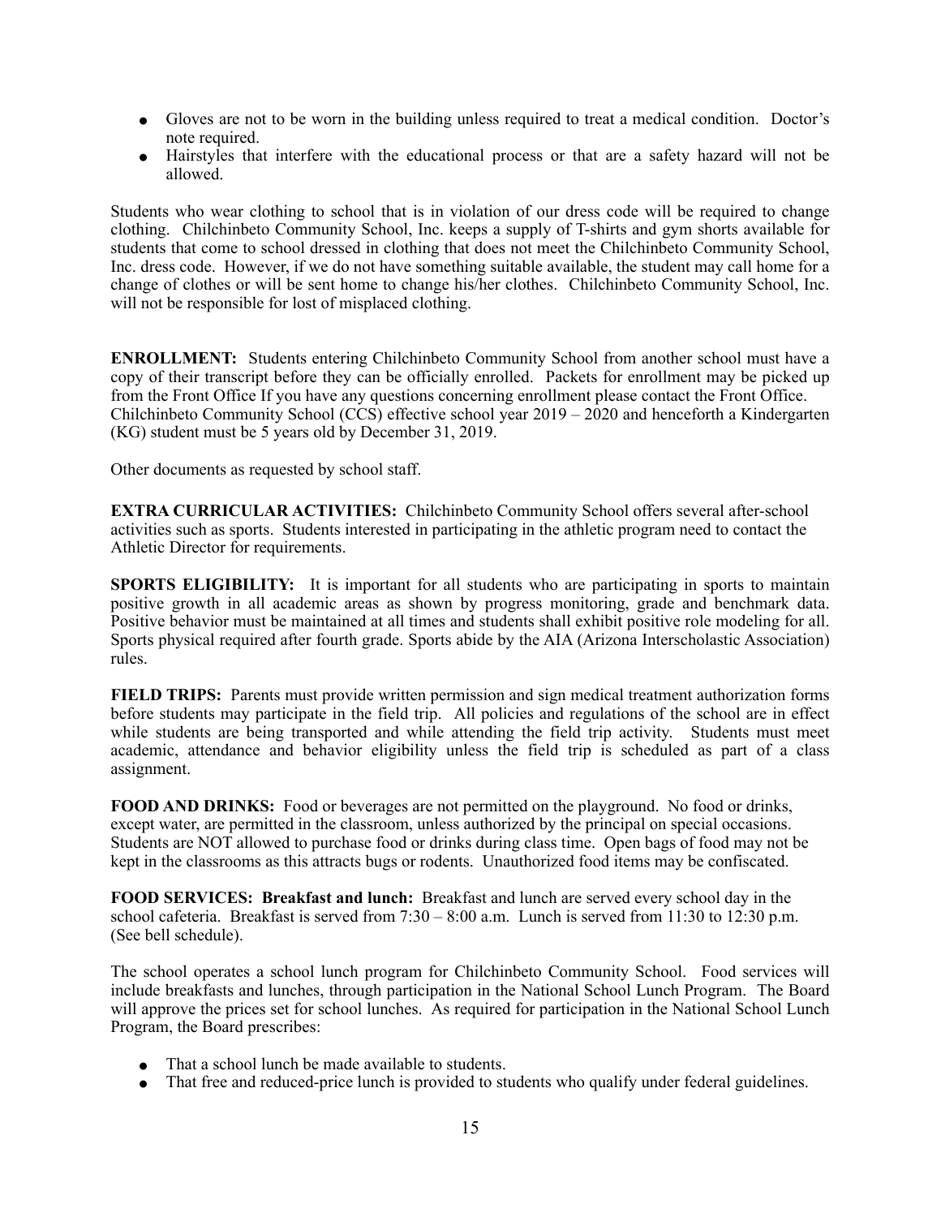- Gloves are not to be worn in the building unless required to treat a medical condition. Doctor's note required.
- Hairstyles that interfere with the educational process or that are a safety hazard will not be allowed.

Students who wear clothing to school that is in violation of our dress code will be required to change clothing. Chilchinbeto Community School, Inc. keeps a supply of T-shirts and gym shorts available for students that come to school dressed in clothing that does not meet the Chilchinbeto Community School, Inc. dress code. However, if we do not have something suitable available, the student may call home for a change of clothes or will be sent home to change his/her clothes. Chilchinbeto Community School, Inc. will not be responsible for lost of misplaced clothing.

**ENROLLMENT:** Students entering Chilchinbeto Community School from another school must have a copy of their transcript before they can be officially enrolled. Packets for enrollment may be picked up from the Front Office If you have any questions concerning enrollment please contact the Front Office. Chilchinbeto Community School (CCS) effective school year 2019 – 2020 and henceforth a Kindergarten (KG) student must be 5 years old by December 31, 2019.

Other documents as requested by school staff.

**EXTRA CURRICULAR ACTIVITIES:** Chilchinbeto Community School offers several after-school activities such as sports. Students interested in participating in the athletic program need to contact the Athletic Director for requirements.

**SPORTS ELIGIBILITY:** It is important for all students who are participating in sports to maintain positive growth in all academic areas as shown by progress monitoring, grade and benchmark data. Positive behavior must be maintained at all times and students shall exhibit positive role modeling for all. Sports physical required after fourth grade. Sports abide by the AIA (Arizona Interscholastic Association) rules.

**FIELD TRIPS:** Parents must provide written permission and sign medical treatment authorization forms before students may participate in the field trip. All policies and regulations of the school are in effect while students are being transported and while attending the field trip activity. Students must meet academic, attendance and behavior eligibility unless the field trip is scheduled as part of a class assignment.

**FOOD AND DRINKS:** Food or beverages are not permitted on the playground. No food or drinks, except water, are permitted in the classroom, unless authorized by the principal on special occasions. Students are NOT allowed to purchase food or drinks during class time. Open bags of food may not be kept in the classrooms as this attracts bugs or rodents. Unauthorized food items may be confiscated.

**FOOD SERVICES: Breakfast and lunch:** Breakfast and lunch are served every school day in the school cafeteria. Breakfast is served from 7:30 – 8:00 a.m. Lunch is served from 11:30 to 12:30 p.m. (See bell schedule).

The school operates a school lunch program for Chilchinbeto Community School. Food services will include breakfasts and lunches, through participation in the National School Lunch Program. The Board will approve the prices set for school lunches. As required for participation in the National School Lunch Program, the Board prescribes:

- That a school lunch be made available to students.
- That free and reduced-price lunch is provided to students who qualify under federal guidelines.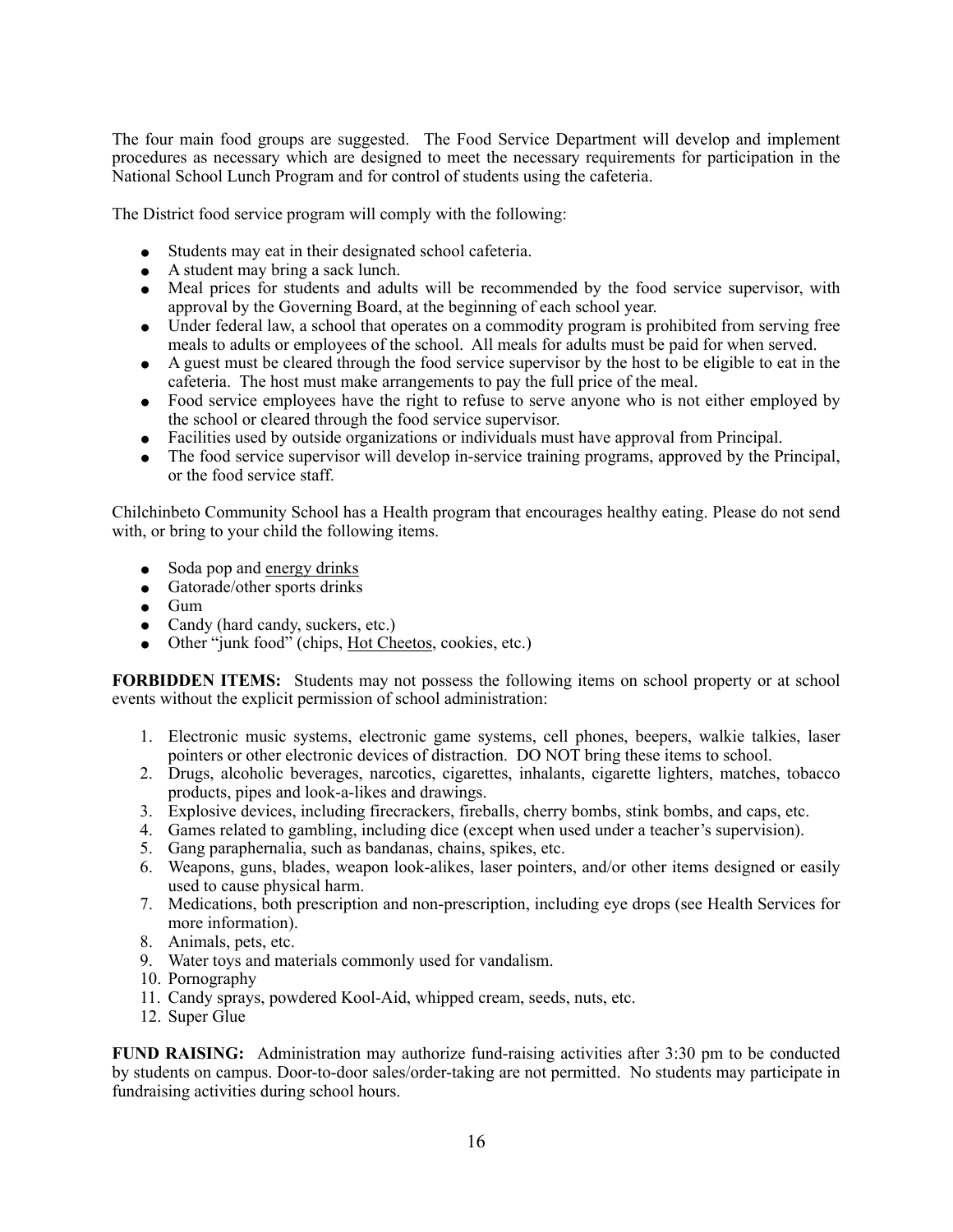The four main food groups are suggested. The Food Service Department will develop and implement procedures as necessary which are designed to meet the necessary requirements for participation in the National School Lunch Program and for control of students using the cafeteria.

The District food service program will comply with the following:

- Students may eat in their designated school cafeteria.
- A student may bring a sack lunch.
- Meal prices for students and adults will be recommended by the food service supervisor, with approval by the Governing Board, at the beginning of each school year.
- Under federal law, a school that operates on a commodity program is prohibited from serving free meals to adults or employees of the school. All meals for adults must be paid for when served.
- A guest must be cleared through the food service supervisor by the host to be eligible to eat in the cafeteria. The host must make arrangements to pay the full price of the meal.
- Food service employees have the right to refuse to serve anyone who is not either employed by the school or cleared through the food service supervisor.
- Facilities used by outside organizations or individuals must have approval from Principal.
- The food service supervisor will develop in-service training programs, approved by the Principal, or the food service staff.

Chilchinbeto Community School has a Health program that encourages healthy eating. Please do not send with, or bring to your child the following items.

- Soda pop and energy drinks
- Gatorade/other sports drinks
- Gum
- Candy (hard candy, suckers, etc.)
- Other "junk food" (chips, Hot Cheetos, cookies, etc.)

**FORBIDDEN ITEMS:** Students may not possess the following items on school property or at school events without the explicit permission of school administration:

1. Electronic music systems, electronic game systems, cell phones, beepers, walkie talkies, laser pointers or other electronic devices of distraction. DO NOT bring these items to school.
2. Drugs, alcoholic beverages, narcotics, cigarettes, inhalants, cigarette lighters, matches, tobacco products, pipes and look-a-likes and drawings.
3. Explosive devices, including firecrackers, fireballs, cherry bombs, stink bombs, and caps, etc.
4. Games related to gambling, including dice (except when used under a teacher's supervision).
5. Gang paraphernalia, such as bandanas, chains, spikes, etc.
6. Weapons, guns, blades, weapon look-alikes, laser pointers, and/or other items designed or easily used to cause physical harm.
7. Medications, both prescription and non-prescription, including eye drops (see Health Services for more information).
8. Animals, pets, etc.
9. Water toys and materials commonly used for vandalism.
10. Pornography
11. Candy sprays, powdered Kool-Aid, whipped cream, seeds, nuts, etc.
12. Super Glue

**FUND RAISING:** Administration may authorize fund-raising activities after 3:30 pm to be conducted by students on campus. Door-to-door sales/order-taking are not permitted. No students may participate in fundraising activities during school hours.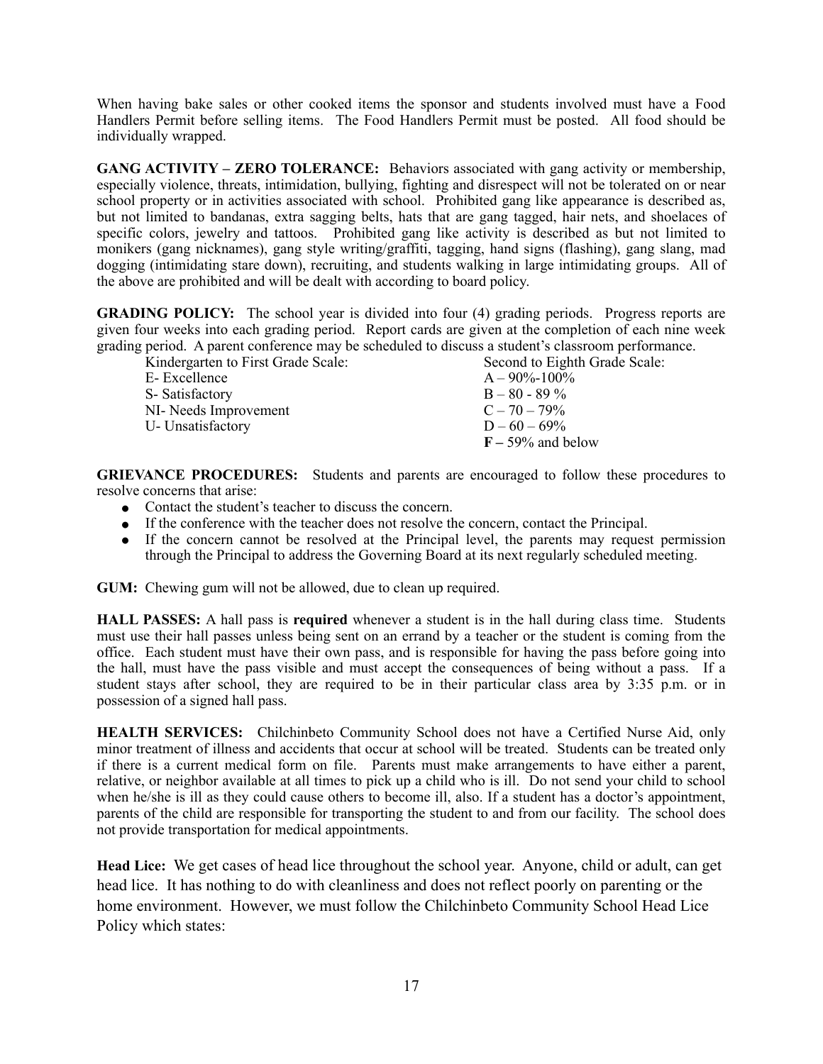When having bake sales or other cooked items the sponsor and students involved must have a Food Handlers Permit before selling items. The Food Handlers Permit must be posted. All food should be individually wrapped.

**GANG ACTIVITY – ZERO TOLERANCE:** Behaviors associated with gang activity or membership, especially violence, threats, intimidation, bullying, fighting and disrespect will not be tolerated on or near school property or in activities associated with school. Prohibited gang like appearance is described as, but not limited to bandanas, extra sagging belts, hats that are gang tagged, hair nets, and shoelaces of specific colors, jewelry and tattoos. Prohibited gang like activity is described as but not limited to monikers (gang nicknames), gang style writing/graffiti, tagging, hand signs (flashing), gang slang, mad dogging (intimidating stare down), recruiting, and students walking in large intimidating groups. All of the above are prohibited and will be dealt with according to board policy.

**GRADING POLICY:** The school year is divided into four (4) grading periods. Progress reports are given four weeks into each grading period. Report cards are given at the completion of each nine week grading period. A parent conference may be scheduled to discuss a student's classroom performance.

| Kindergarten to First Grade Scale: | Second to Eighth Grade Scale: |
|---|---|
| E- Excellence | A – 90%-100% |
| S- Satisfactory | B – 80 - 89 % |
| NI- Needs Improvement | C – 70 – 79% |
| U- Unsatisfactory | D – 60 – 69% |
| | **F –** 59% and below |

**GRIEVANCE PROCEDURES:** Students and parents are encouraged to follow these procedures to resolve concerns that arise:

- Contact the student's teacher to discuss the concern.
- If the conference with the teacher does not resolve the concern, contact the Principal.
- If the concern cannot be resolved at the Principal level, the parents may request permission through the Principal to address the Governing Board at its next regularly scheduled meeting.

**GUM:** Chewing gum will not be allowed, due to clean up required.

**HALL PASSES:** A hall pass is **required** whenever a student is in the hall during class time. Students must use their hall passes unless being sent on an errand by a teacher or the student is coming from the office. Each student must have their own pass, and is responsible for having the pass before going into the hall, must have the pass visible and must accept the consequences of being without a pass. If a student stays after school, they are required to be in their particular class area by 3:35 p.m. or in possession of a signed hall pass.

**HEALTH SERVICES:** Chilchinbeto Community School does not have a Certified Nurse Aid, only minor treatment of illness and accidents that occur at school will be treated. Students can be treated only if there is a current medical form on file. Parents must make arrangements to have either a parent, relative, or neighbor available at all times to pick up a child who is ill. Do not send your child to school when he/she is ill as they could cause others to become ill, also. If a student has a doctor's appointment, parents of the child are responsible for transporting the student to and from our facility. The school does not provide transportation for medical appointments.

**Head Lice:** We get cases of head lice throughout the school year. Anyone, child or adult, can get head lice. It has nothing to do with cleanliness and does not reflect poorly on parenting or the home environment. However, we must follow the Chilchinbeto Community School Head Lice Policy which states: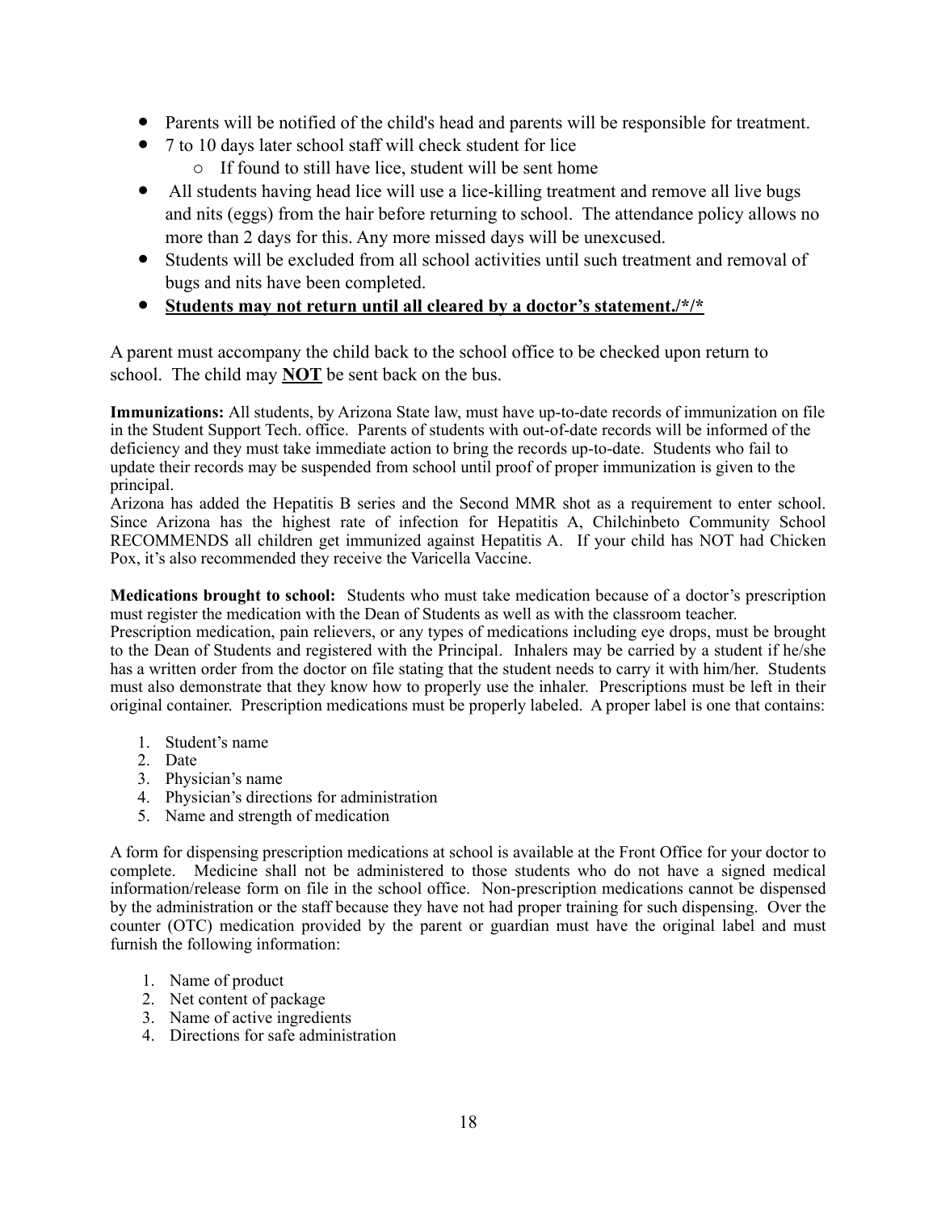- Parents will be notified of the child's head and parents will be responsible for treatment.
- 7 to 10 days later school staff will check student for lice
  - If found to still have lice, student will be sent home
- All students having head lice will use a lice-killing treatment and remove all live bugs and nits (eggs) from the hair before returning to school. The attendance policy allows no more than 2 days for this. Any more missed days will be unexcused.
- Students will be excluded from all school activities until such treatment and removal of bugs and nits have been completed.
- **<u>Students may not return until all cleared by a doctor's statement./*/*</u>**

A parent must accompany the child back to the school office to be checked upon return to school. The child may **<u>NOT</u>** be sent back on the bus.

**Immunizations:** All students, by Arizona State law, must have up-to-date records of immunization on file in the Student Support Tech. office. Parents of students with out-of-date records will be informed of the deficiency and they must take immediate action to bring the records up-to-date. Students who fail to update their records may be suspended from school until proof of proper immunization is given to the principal.
Arizona has added the Hepatitis B series and the Second MMR shot as a requirement to enter school. Since Arizona has the highest rate of infection for Hepatitis A, Chilchinbeto Community School RECOMMENDS all children get immunized against Hepatitis A. If your child has NOT had Chicken Pox, it's also recommended they receive the Varicella Vaccine.

**Medications brought to school:** Students who must take medication because of a doctor's prescription must register the medication with the Dean of Students as well as with the classroom teacher.
Prescription medication, pain relievers, or any types of medications including eye drops, must be brought to the Dean of Students and registered with the Principal. Inhalers may be carried by a student if he/she has a written order from the doctor on file stating that the student needs to carry it with him/her. Students must also demonstrate that they know how to properly use the inhaler. Prescriptions must be left in their original container. Prescription medications must be properly labeled. A proper label is one that contains:

1. Student's name
2. Date
3. Physician's name
4. Physician's directions for administration
5. Name and strength of medication

A form for dispensing prescription medications at school is available at the Front Office for your doctor to complete. Medicine shall not be administered to those students who do not have a signed medical information/release form on file in the school office. Non-prescription medications cannot be dispensed by the administration or the staff because they have not had proper training for such dispensing. Over the counter (OTC) medication provided by the parent or guardian must have the original label and must furnish the following information:

1. Name of product
2. Net content of package
3. Name of active ingredients
4. Directions for safe administration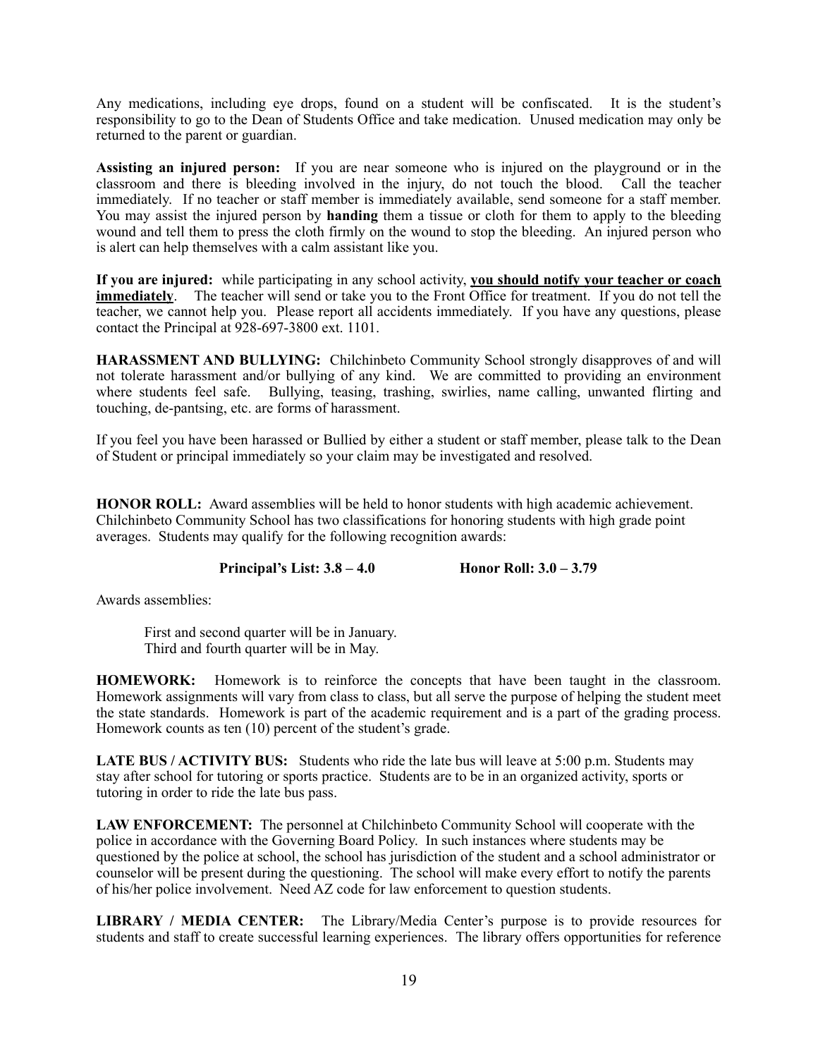Any medications, including eye drops, found on a student will be confiscated. It is the student's responsibility to go to the Dean of Students Office and take medication. Unused medication may only be returned to the parent or guardian.

**Assisting an injured person:** If you are near someone who is injured on the playground or in the classroom and there is bleeding involved in the injury, do not touch the blood. Call the teacher immediately. If no teacher or staff member is immediately available, send someone for a staff member. You may assist the injured person by **handing** them a tissue or cloth for them to apply to the bleeding wound and tell them to press the cloth firmly on the wound to stop the bleeding. An injured person who is alert can help themselves with a calm assistant like you.

**If you are injured:** while participating in any school activity, **<u>you should notify your teacher or coach immediately</u>**. The teacher will send or take you to the Front Office for treatment. If you do not tell the teacher, we cannot help you. Please report all accidents immediately. If you have any questions, please contact the Principal at 928-697-3800 ext. 1101.

**HARASSMENT AND BULLYING:** Chilchinbeto Community School strongly disapproves of and will not tolerate harassment and/or bullying of any kind. We are committed to providing an environment where students feel safe. Bullying, teasing, trashing, swirlies, name calling, unwanted flirting and touching, de-pantsing, etc. are forms of harassment.

If you feel you have been harassed or Bullied by either a student or staff member, please talk to the Dean of Student or principal immediately so your claim may be investigated and resolved.

**HONOR ROLL:** Award assemblies will be held to honor students with high academic achievement. Chilchinbeto Community School has two classifications for honoring students with high grade point averages. Students may qualify for the following recognition awards:

**Principal's List: 3.8 – 4.0** **Honor Roll: 3.0 – 3.79**

Awards assemblies:

First and second quarter will be in January.
Third and fourth quarter will be in May.

**HOMEWORK:** Homework is to reinforce the concepts that have been taught in the classroom. Homework assignments will vary from class to class, but all serve the purpose of helping the student meet the state standards. Homework is part of the academic requirement and is a part of the grading process. Homework counts as ten (10) percent of the student's grade.

**LATE BUS / ACTIVITY BUS:** Students who ride the late bus will leave at 5:00 p.m. Students may stay after school for tutoring or sports practice. Students are to be in an organized activity, sports or tutoring in order to ride the late bus pass.

**LAW ENFORCEMENT:** The personnel at Chilchinbeto Community School will cooperate with the police in accordance with the Governing Board Policy. In such instances where students may be questioned by the police at school, the school has jurisdiction of the student and a school administrator or counselor will be present during the questioning. The school will make every effort to notify the parents of his/her police involvement. Need AZ code for law enforcement to question students.

**LIBRARY / MEDIA CENTER:** The Library/Media Center's purpose is to provide resources for students and staff to create successful learning experiences. The library offers opportunities for reference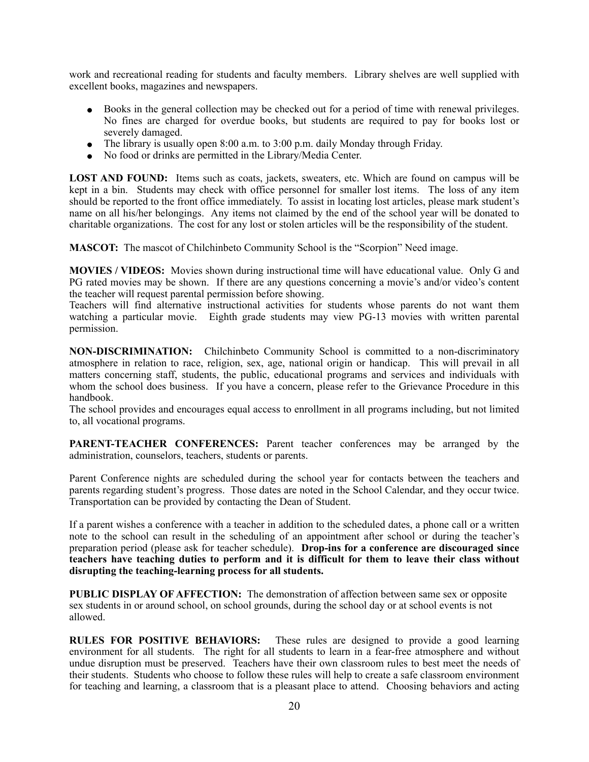work and recreational reading for students and faculty members. Library shelves are well supplied with excellent books, magazines and newspapers.

- Books in the general collection may be checked out for a period of time with renewal privileges. No fines are charged for overdue books, but students are required to pay for books lost or severely damaged.
- The library is usually open 8:00 a.m. to 3:00 p.m. daily Monday through Friday.
- No food or drinks are permitted in the Library/Media Center.

**LOST AND FOUND:** Items such as coats, jackets, sweaters, etc. Which are found on campus will be kept in a bin. Students may check with office personnel for smaller lost items. The loss of any item should be reported to the front office immediately. To assist in locating lost articles, please mark student's name on all his/her belongings. Any items not claimed by the end of the school year will be donated to charitable organizations. The cost for any lost or stolen articles will be the responsibility of the student.

**MASCOT:** The mascot of Chilchinbeto Community School is the "Scorpion" Need image.

**MOVIES / VIDEOS:** Movies shown during instructional time will have educational value. Only G and PG rated movies may be shown. If there are any questions concerning a movie's and/or video's content the teacher will request parental permission before showing.
Teachers will find alternative instructional activities for students whose parents do not want them watching a particular movie. Eighth grade students may view PG-13 movies with written parental permission.

**NON-DISCRIMINATION:** Chilchinbeto Community School is committed to a non-discriminatory atmosphere in relation to race, religion, sex, age, national origin or handicap. This will prevail in all matters concerning staff, students, the public, educational programs and services and individuals with whom the school does business. If you have a concern, please refer to the Grievance Procedure in this handbook.
The school provides and encourages equal access to enrollment in all programs including, but not limited to, all vocational programs.

**PARENT-TEACHER CONFERENCES:** Parent teacher conferences may be arranged by the administration, counselors, teachers, students or parents.

Parent Conference nights are scheduled during the school year for contacts between the teachers and parents regarding student's progress. Those dates are noted in the School Calendar, and they occur twice. Transportation can be provided by contacting the Dean of Student.

If a parent wishes a conference with a teacher in addition to the scheduled dates, a phone call or a written note to the school can result in the scheduling of an appointment after school or during the teacher's preparation period (please ask for teacher schedule). **Drop-ins for a conference are discouraged since teachers have teaching duties to perform and it is difficult for them to leave their class without disrupting the teaching-learning process for all students.**

**PUBLIC DISPLAY OF AFFECTION:** The demonstration of affection between same sex or opposite sex students in or around school, on school grounds, during the school day or at school events is not allowed.

**RULES FOR POSITIVE BEHAVIORS:** These rules are designed to provide a good learning environment for all students. The right for all students to learn in a fear-free atmosphere and without undue disruption must be preserved. Teachers have their own classroom rules to best meet the needs of their students. Students who choose to follow these rules will help to create a safe classroom environment for teaching and learning, a classroom that is a pleasant place to attend. Choosing behaviors and acting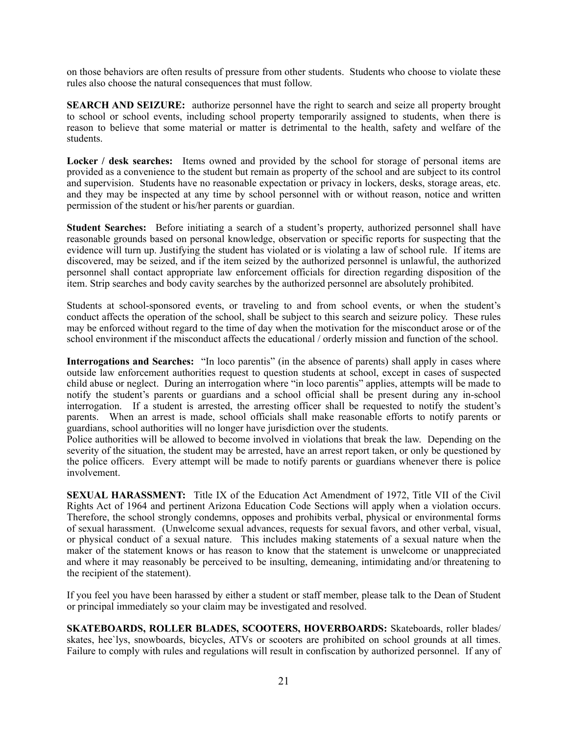on those behaviors are often results of pressure from other students. Students who choose to violate these rules also choose the natural consequences that must follow.

**SEARCH AND SEIZURE:** authorize personnel have the right to search and seize all property brought to school or school events, including school property temporarily assigned to students, when there is reason to believe that some material or matter is detrimental to the health, safety and welfare of the students.

**Locker / desk searches:** Items owned and provided by the school for storage of personal items are provided as a convenience to the student but remain as property of the school and are subject to its control and supervision. Students have no reasonable expectation or privacy in lockers, desks, storage areas, etc. and they may be inspected at any time by school personnel with or without reason, notice and written permission of the student or his/her parents or guardian.

**Student Searches:** Before initiating a search of a student's property, authorized personnel shall have reasonable grounds based on personal knowledge, observation or specific reports for suspecting that the evidence will turn up. Justifying the student has violated or is violating a law of school rule. If items are discovered, may be seized, and if the item seized by the authorized personnel is unlawful, the authorized personnel shall contact appropriate law enforcement officials for direction regarding disposition of the item. Strip searches and body cavity searches by the authorized personnel are absolutely prohibited.

Students at school-sponsored events, or traveling to and from school events, or when the student's conduct affects the operation of the school, shall be subject to this search and seizure policy. These rules may be enforced without regard to the time of day when the motivation for the misconduct arose or of the school environment if the misconduct affects the educational / orderly mission and function of the school.

**Interrogations and Searches:** "In loco parentis" (in the absence of parents) shall apply in cases where outside law enforcement authorities request to question students at school, except in cases of suspected child abuse or neglect. During an interrogation where "in loco parentis" applies, attempts will be made to notify the student's parents or guardians and a school official shall be present during any in-school interrogation. If a student is arrested, the arresting officer shall be requested to notify the student's parents. When an arrest is made, school officials shall make reasonable efforts to notify parents or guardians, school authorities will no longer have jurisdiction over the students.
Police authorities will be allowed to become involved in violations that break the law. Depending on the severity of the situation, the student may be arrested, have an arrest report taken, or only be questioned by the police officers. Every attempt will be made to notify parents or guardians whenever there is police involvement.

**SEXUAL HARASSMENT:** Title IX of the Education Act Amendment of 1972, Title VII of the Civil Rights Act of 1964 and pertinent Arizona Education Code Sections will apply when a violation occurs. Therefore, the school strongly condemns, opposes and prohibits verbal, physical or environmental forms of sexual harassment. (Unwelcome sexual advances, requests for sexual favors, and other verbal, visual, or physical conduct of a sexual nature. This includes making statements of a sexual nature when the maker of the statement knows or has reason to know that the statement is unwelcome or unappreciated and where it may reasonably be perceived to be insulting, demeaning, intimidating and/or threatening to the recipient of the statement).

If you feel you have been harassed by either a student or staff member, please talk to the Dean of Student or principal immediately so your claim may be investigated and resolved.

**SKATEBOARDS, ROLLER BLADES, SCOOTERS, HOVERBOARDS:** Skateboards, roller blades/ skates, hee`lys, snowboards, bicycles, ATVs or scooters are prohibited on school grounds at all times. Failure to comply with rules and regulations will result in confiscation by authorized personnel. If any of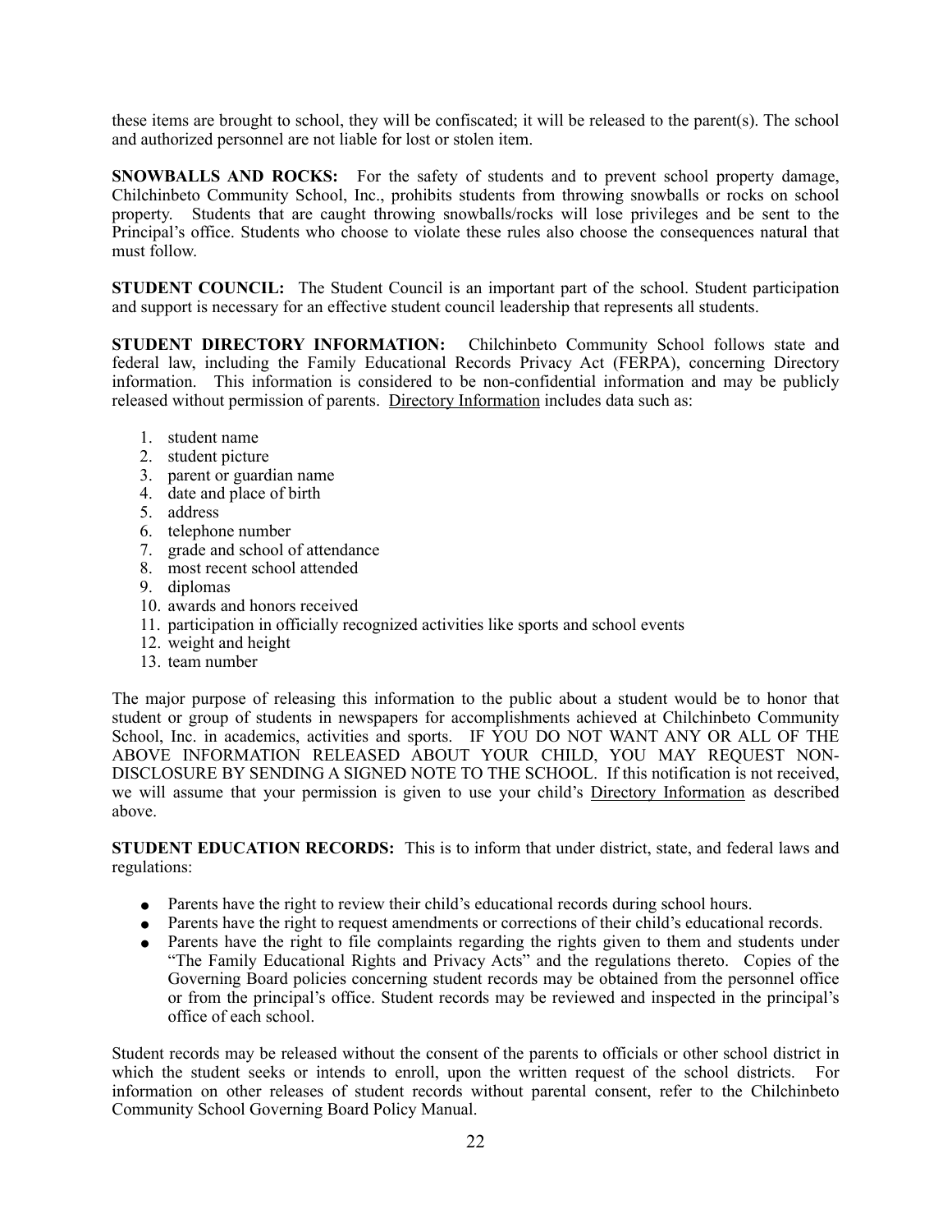these items are brought to school, they will be confiscated; it will be released to the parent(s). The school and authorized personnel are not liable for lost or stolen item.

**SNOWBALLS AND ROCKS:** For the safety of students and to prevent school property damage, Chilchinbeto Community School, Inc., prohibits students from throwing snowballs or rocks on school property. Students that are caught throwing snowballs/rocks will lose privileges and be sent to the Principal's office. Students who choose to violate these rules also choose the consequences natural that must follow.

**STUDENT COUNCIL:** The Student Council is an important part of the school. Student participation and support is necessary for an effective student council leadership that represents all students.

**STUDENT DIRECTORY INFORMATION:** Chilchinbeto Community School follows state and federal law, including the Family Educational Records Privacy Act (FERPA), concerning Directory information. This information is considered to be non-confidential information and may be publicly released without permission of parents. <u>Directory Information</u> includes data such as:

1. student name
2. student picture
3. parent or guardian name
4. date and place of birth
5. address
6. telephone number
7. grade and school of attendance
8. most recent school attended
9. diplomas
10. awards and honors received
11. participation in officially recognized activities like sports and school events
12. weight and height
13. team number

The major purpose of releasing this information to the public about a student would be to honor that student or group of students in newspapers for accomplishments achieved at Chilchinbeto Community School, Inc. in academics, activities and sports. IF YOU DO NOT WANT ANY OR ALL OF THE ABOVE INFORMATION RELEASED ABOUT YOUR CHILD, YOU MAY REQUEST NON-DISCLOSURE BY SENDING A SIGNED NOTE TO THE SCHOOL. If this notification is not received, we will assume that your permission is given to use your child's <u>Directory Information</u> as described above.

**STUDENT EDUCATION RECORDS:** This is to inform that under district, state, and federal laws and regulations:

- Parents have the right to review their child's educational records during school hours.
- Parents have the right to request amendments or corrections of their child's educational records.
- Parents have the right to file complaints regarding the rights given to them and students under "The Family Educational Rights and Privacy Acts" and the regulations thereto. Copies of the Governing Board policies concerning student records may be obtained from the personnel office or from the principal's office. Student records may be reviewed and inspected in the principal's office of each school.

Student records may be released without the consent of the parents to officials or other school district in which the student seeks or intends to enroll, upon the written request of the school districts. For information on other releases of student records without parental consent, refer to the Chilchinbeto Community School Governing Board Policy Manual.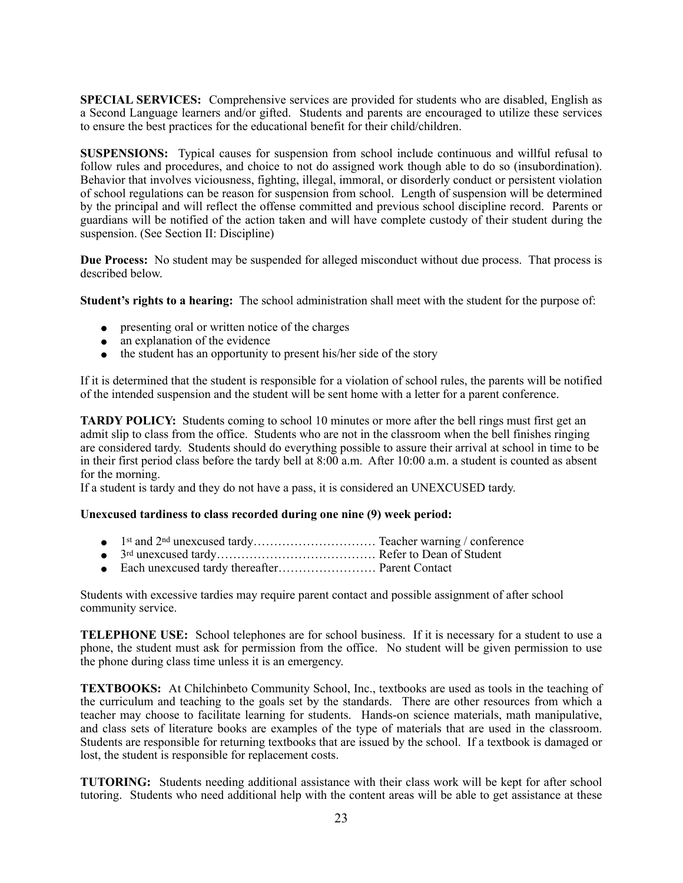**SPECIAL SERVICES:** Comprehensive services are provided for students who are disabled, English as a Second Language learners and/or gifted. Students and parents are encouraged to utilize these services to ensure the best practices for the educational benefit for their child/children.

**SUSPENSIONS:** Typical causes for suspension from school include continuous and willful refusal to follow rules and procedures, and choice to not do assigned work though able to do so (insubordination). Behavior that involves viciousness, fighting, illegal, immoral, or disorderly conduct or persistent violation of school regulations can be reason for suspension from school. Length of suspension will be determined by the principal and will reflect the offense committed and previous school discipline record. Parents or guardians will be notified of the action taken and will have complete custody of their student during the suspension. (See Section II: Discipline)

**Due Process:** No student may be suspended for alleged misconduct without due process. That process is described below.

**Student's rights to a hearing:** The school administration shall meet with the student for the purpose of:

- presenting oral or written notice of the charges
- an explanation of the evidence
- the student has an opportunity to present his/her side of the story

If it is determined that the student is responsible for a violation of school rules, the parents will be notified of the intended suspension and the student will be sent home with a letter for a parent conference.

**TARDY POLICY:** Students coming to school 10 minutes or more after the bell rings must first get an admit slip to class from the office. Students who are not in the classroom when the bell finishes ringing are considered tardy. Students should do everything possible to assure their arrival at school in time to be in their first period class before the tardy bell at 8:00 a.m. After 10:00 a.m. a student is counted as absent for the morning.
If a student is tardy and they do not have a pass, it is considered an UNEXCUSED tardy.

**Unexcused tardiness to class recorded during one nine (9) week period:**

- 1st and 2nd unexcused tardy………………………… Teacher warning / conference
- 3rd unexcused tardy………………………………… Refer to Dean of Student
- Each unexcused tardy thereafter…………………… Parent Contact

Students with excessive tardies may require parent contact and possible assignment of after school community service.

**TELEPHONE USE:** School telephones are for school business. If it is necessary for a student to use a phone, the student must ask for permission from the office. No student will be given permission to use the phone during class time unless it is an emergency.

**TEXTBOOKS:** At Chilchinbeto Community School, Inc., textbooks are used as tools in the teaching of the curriculum and teaching to the goals set by the standards. There are other resources from which a teacher may choose to facilitate learning for students. Hands-on science materials, math manipulative, and class sets of literature books are examples of the type of materials that are used in the classroom. Students are responsible for returning textbooks that are issued by the school. If a textbook is damaged or lost, the student is responsible for replacement costs.

**TUTORING:** Students needing additional assistance with their class work will be kept for after school tutoring. Students who need additional help with the content areas will be able to get assistance at these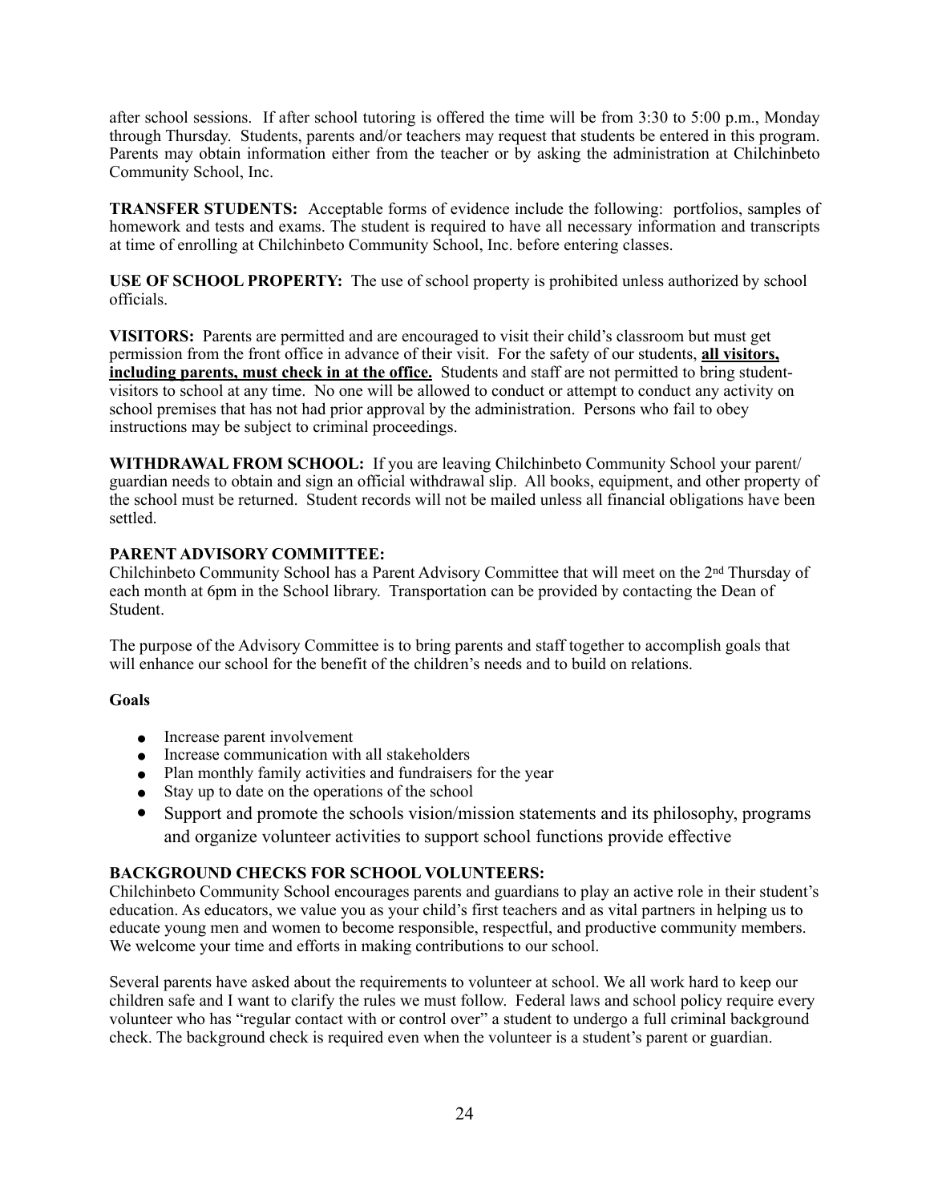after school sessions. If after school tutoring is offered the time will be from 3:30 to 5:00 p.m., Monday through Thursday. Students, parents and/or teachers may request that students be entered in this program. Parents may obtain information either from the teacher or by asking the administration at Chilchinbeto Community School, Inc.

**TRANSFER STUDENTS:** Acceptable forms of evidence include the following: portfolios, samples of homework and tests and exams. The student is required to have all necessary information and transcripts at time of enrolling at Chilchinbeto Community School, Inc. before entering classes.

**USE OF SCHOOL PROPERTY:** The use of school property is prohibited unless authorized by school officials.

**VISITORS:** Parents are permitted and are encouraged to visit their child's classroom but must get permission from the front office in advance of their visit. For the safety of our students, **all visitors, including parents, must check in at the office.** Students and staff are not permitted to bring student-visitors to school at any time. No one will be allowed to conduct or attempt to conduct any activity on school premises that has not had prior approval by the administration. Persons who fail to obey instructions may be subject to criminal proceedings.

**WITHDRAWAL FROM SCHOOL:** If you are leaving Chilchinbeto Community School your parent/guardian needs to obtain and sign an official withdrawal slip. All books, equipment, and other property of the school must be returned. Student records will not be mailed unless all financial obligations have been settled.

**PARENT ADVISORY COMMITTEE:**
Chilchinbeto Community School has a Parent Advisory Committee that will meet on the 2nd Thursday of each month at 6pm in the School library. Transportation can be provided by contacting the Dean of Student.

The purpose of the Advisory Committee is to bring parents and staff together to accomplish goals that will enhance our school for the benefit of the children's needs and to build on relations.

**Goals**

- Increase parent involvement
- Increase communication with all stakeholders
- Plan monthly family activities and fundraisers for the year
- Stay up to date on the operations of the school
- Support and promote the schools vision/mission statements and its philosophy, programs and organize volunteer activities to support school functions provide effective

**BACKGROUND CHECKS FOR SCHOOL VOLUNTEERS:**
Chilchinbeto Community School encourages parents and guardians to play an active role in their student's education. As educators, we value you as your child's first teachers and as vital partners in helping us to educate young men and women to become responsible, respectful, and productive community members. We welcome your time and efforts in making contributions to our school.

Several parents have asked about the requirements to volunteer at school. We all work hard to keep our children safe and I want to clarify the rules we must follow. Federal laws and school policy require every volunteer who has "regular contact with or control over" a student to undergo a full criminal background check. The background check is required even when the volunteer is a student's parent or guardian.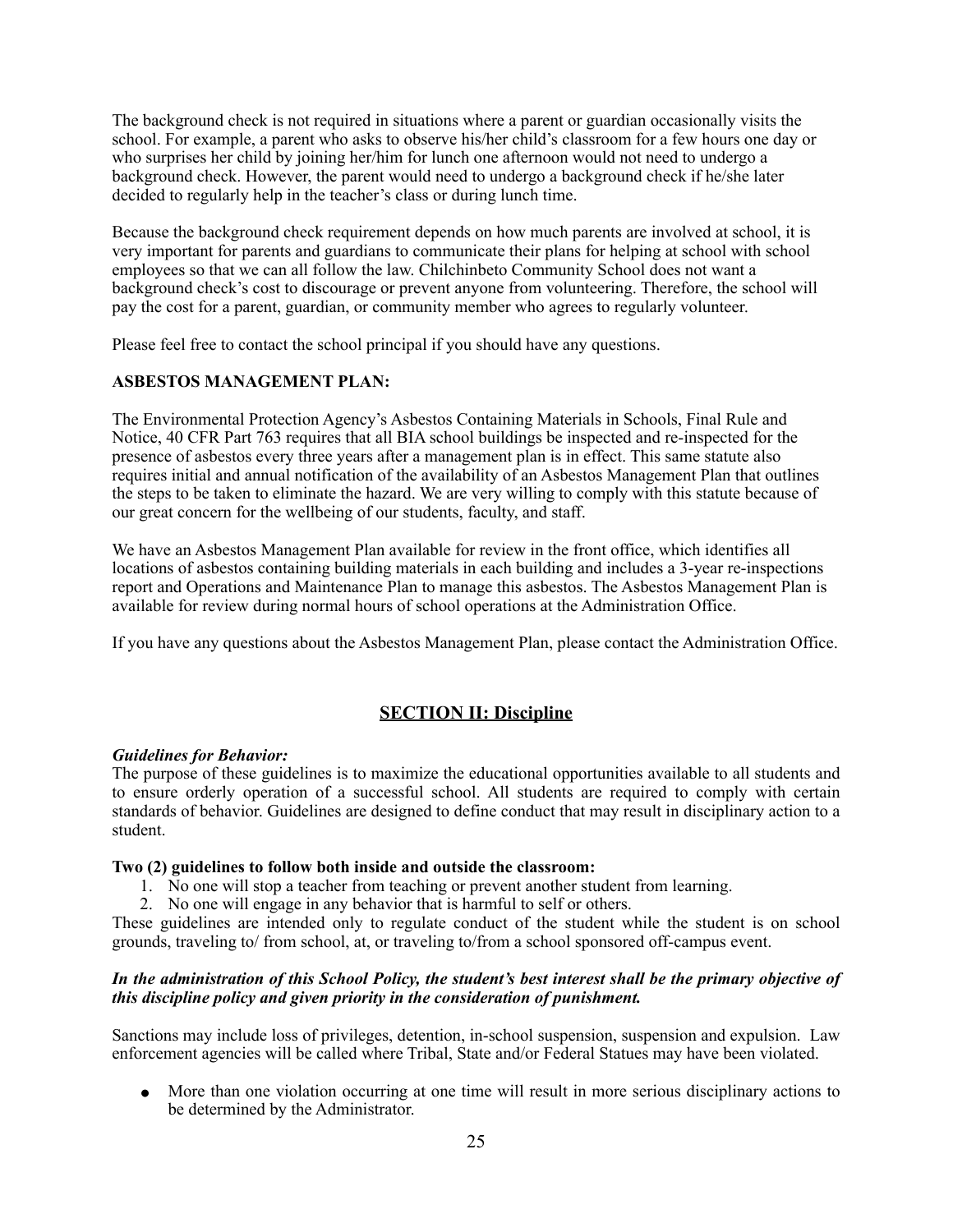The background check is not required in situations where a parent or guardian occasionally visits the school. For example, a parent who asks to observe his/her child's classroom for a few hours one day or who surprises her child by joining her/him for lunch one afternoon would not need to undergo a background check. However, the parent would need to undergo a background check if he/she later decided to regularly help in the teacher's class or during lunch time.

Because the background check requirement depends on how much parents are involved at school, it is very important for parents and guardians to communicate their plans for helping at school with school employees so that we can all follow the law. Chilchinbeto Community School does not want a background check's cost to discourage or prevent anyone from volunteering. Therefore, the school will pay the cost for a parent, guardian, or community member who agrees to regularly volunteer.

Please feel free to contact the school principal if you should have any questions.

**ASBESTOS MANAGEMENT PLAN:**

The Environmental Protection Agency's Asbestos Containing Materials in Schools, Final Rule and Notice, 40 CFR Part 763 requires that all BIA school buildings be inspected and re-inspected for the presence of asbestos every three years after a management plan is in effect. This same statute also requires initial and annual notification of the availability of an Asbestos Management Plan that outlines the steps to be taken to eliminate the hazard. We are very willing to comply with this statute because of our great concern for the wellbeing of our students, faculty, and staff.

We have an Asbestos Management Plan available for review in the front office, which identifies all locations of asbestos containing building materials in each building and includes a 3-year re-inspections report and Operations and Maintenance Plan to manage this asbestos. The Asbestos Management Plan is available for review during normal hours of school operations at the Administration Office.

If you have any questions about the Asbestos Management Plan, please contact the Administration Office.

## SECTION II: Discipline

***Guidelines for Behavior:***
The purpose of these guidelines is to maximize the educational opportunities available to all students and to ensure orderly operation of a successful school. All students are required to comply with certain standards of behavior. Guidelines are designed to define conduct that may result in disciplinary action to a student.

**Two (2) guidelines to follow both inside and outside the classroom:**

1. No one will stop a teacher from teaching or prevent another student from learning.
2. No one will engage in any behavior that is harmful to self or others.

These guidelines are intended only to regulate conduct of the student while the student is on school grounds, traveling to/ from school, at, or traveling to/from a school sponsored off-campus event.

***In the administration of this School Policy, the student's best interest shall be the primary objective of this discipline policy and given priority in the consideration of punishment.***

Sanctions may include loss of privileges, detention, in-school suspension, suspension and expulsion. Law enforcement agencies will be called where Tribal, State and/or Federal Statues may have been violated.

- More than one violation occurring at one time will result in more serious disciplinary actions to be determined by the Administrator.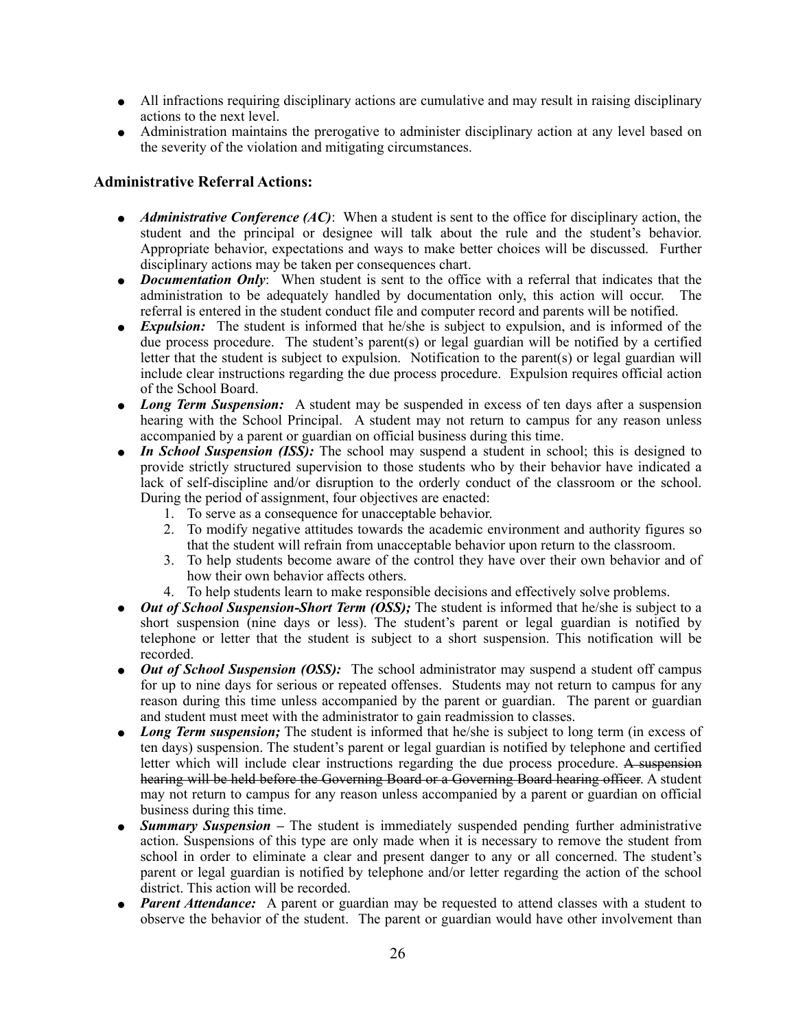- All infractions requiring disciplinary actions are cumulative and may result in raising disciplinary actions to the next level.
- Administration maintains the prerogative to administer disciplinary action at any level based on the severity of the violation and mitigating circumstances.

### Administrative Referral Actions:

- ***Administrative Conference (AC)***: When a student is sent to the office for disciplinary action, the student and the principal or designee will talk about the rule and the student's behavior. Appropriate behavior, expectations and ways to make better choices will be discussed. Further disciplinary actions may be taken per consequences chart.
- ***Documentation Only***: When student is sent to the office with a referral that indicates that the administration to be adequately handled by documentation only, this action will occur. The referral is entered in the student conduct file and computer record and parents will be notified.
- ***Expulsion:*** The student is informed that he/she is subject to expulsion, and is informed of the due process procedure. The student's parent(s) or legal guardian will be notified by a certified letter that the student is subject to expulsion. Notification to the parent(s) or legal guardian will include clear instructions regarding the due process procedure. Expulsion requires official action of the School Board.
- ***Long Term Suspension:*** A student may be suspended in excess of ten days after a suspension hearing with the School Principal. A student may not return to campus for any reason unless accompanied by a parent or guardian on official business during this time.
- ***In School Suspension (ISS):*** The school may suspend a student in school; this is designed to provide strictly structured supervision to those students who by their behavior have indicated a lack of self-discipline and/or disruption to the orderly conduct of the classroom or the school. During the period of assignment, four objectives are enacted:
    1. To serve as a consequence for unacceptable behavior.
    2. To modify negative attitudes towards the academic environment and authority figures so that the student will refrain from unacceptable behavior upon return to the classroom.
    3. To help students become aware of the control they have over their own behavior and of how their own behavior affects others.
    4. To help students learn to make responsible decisions and effectively solve problems.
- ***Out of School Suspension-Short Term (OSS);*** The student is informed that he/she is subject to a short suspension (nine days or less). The student's parent or legal guardian is notified by telephone or letter that the student is subject to a short suspension. This notification will be recorded.
- ***Out of School Suspension (OSS):*** The school administrator may suspend a student off campus for up to nine days for serious or repeated offenses. Students may not return to campus for any reason during this time unless accompanied by the parent or guardian. The parent or guardian and student must meet with the administrator to gain readmission to classes.
- ***Long Term suspension;*** The student is informed that he/she is subject to long term (in excess of ten days) suspension. The student's parent or legal guardian is notified by telephone and certified letter which will include clear instructions regarding the due process procedure. ~~A suspension hearing will be held before the Governing Board or a Governing Board hearing officer~~. A student may not return to campus for any reason unless accompanied by a parent or guardian on official business during this time.
- ***Summary Suspension –*** The student is immediately suspended pending further administrative action. Suspensions of this type are only made when it is necessary to remove the student from school in order to eliminate a clear and present danger to any or all concerned. The student's parent or legal guardian is notified by telephone and/or letter regarding the action of the school district. This action will be recorded.
- ***Parent Attendance:*** A parent or guardian may be requested to attend classes with a student to observe the behavior of the student. The parent or guardian would have other involvement than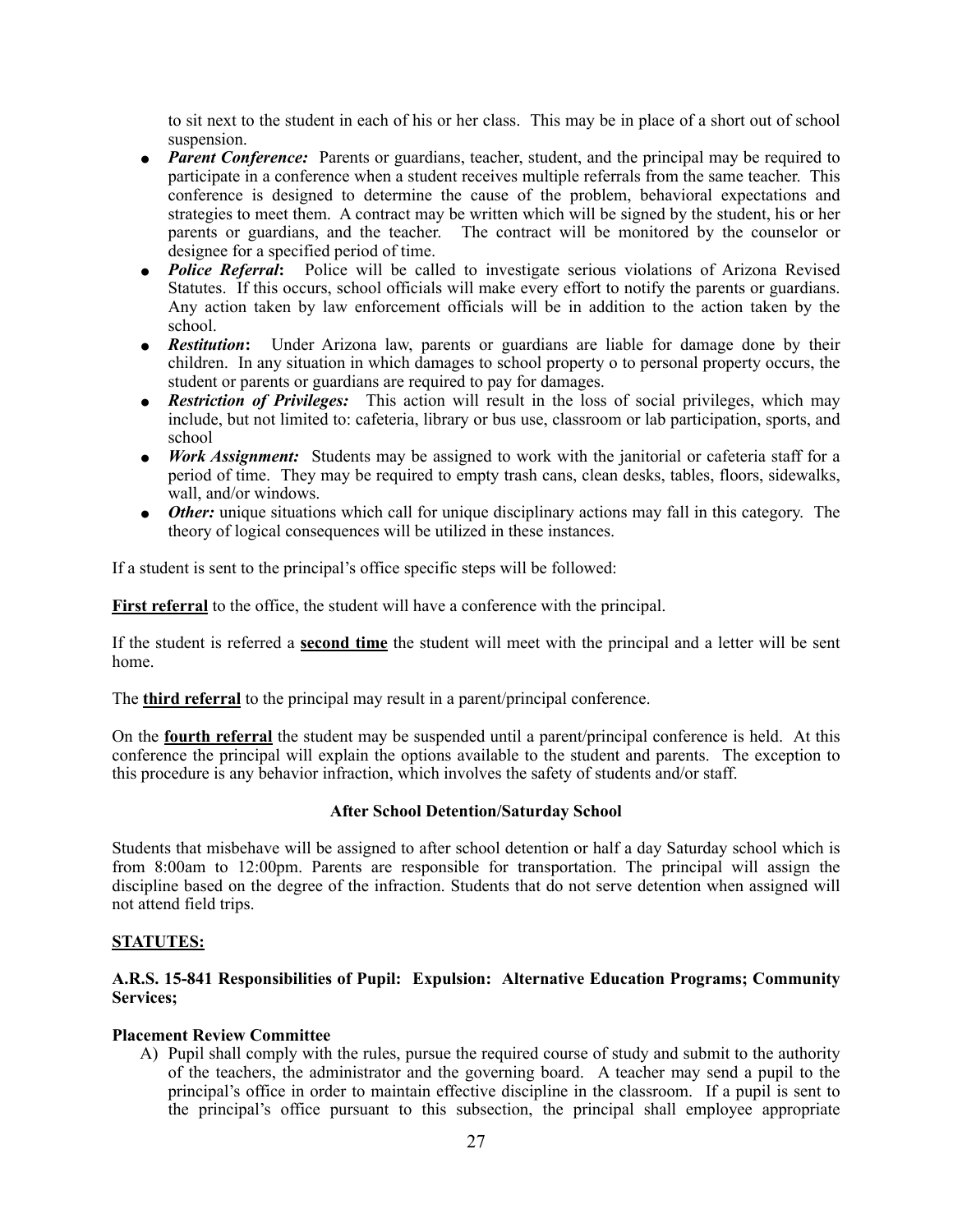to sit next to the student in each of his or her class. This may be in place of a short out of school suspension.

- ***Parent Conference:*** Parents or guardians, teacher, student, and the principal may be required to participate in a conference when a student receives multiple referrals from the same teacher. This conference is designed to determine the cause of the problem, behavioral expectations and strategies to meet them. A contract may be written which will be signed by the student, his or her parents or guardians, and the teacher. The contract will be monitored by the counselor or designee for a specified period of time.
- ***Police Referral*:** Police will be called to investigate serious violations of Arizona Revised Statutes. If this occurs, school officials will make every effort to notify the parents or guardians. Any action taken by law enforcement officials will be in addition to the action taken by the school.
- ***Restitution*:** Under Arizona law, parents or guardians are liable for damage done by their children. In any situation in which damages to school property o to personal property occurs, the student or parents or guardians are required to pay for damages.
- ***Restriction of Privileges:*** This action will result in the loss of social privileges, which may include, but not limited to: cafeteria, library or bus use, classroom or lab participation, sports, and school
- ***Work Assignment:*** Students may be assigned to work with the janitorial or cafeteria staff for a period of time. They may be required to empty trash cans, clean desks, tables, floors, sidewalks, wall, and/or windows.
- ***Other:*** unique situations which call for unique disciplinary actions may fall in this category. The theory of logical consequences will be utilized in these instances.

If a student is sent to the principal's office specific steps will be followed:

**First referral** to the office, the student will have a conference with the principal.

If the student is referred a **second time** the student will meet with the principal and a letter will be sent home.

The **third referral** to the principal may result in a parent/principal conference.

On the **fourth referral** the student may be suspended until a parent/principal conference is held. At this conference the principal will explain the options available to the student and parents. The exception to this procedure is any behavior infraction, which involves the safety of students and/or staff.

### After School Detention/Saturday School

Students that misbehave will be assigned to after school detention or half a day Saturday school which is from 8:00am to 12:00pm. Parents are responsible for transportation. The principal will assign the discipline based on the degree of the infraction. Students that do not serve detention when assigned will not attend field trips.

## STATUTES:

### A.R.S. 15-841 Responsibilities of Pupil: Expulsion: Alternative Education Programs; Community Services;

#### Placement Review Committee

A) Pupil shall comply with the rules, pursue the required course of study and submit to the authority of the teachers, the administrator and the governing board. A teacher may send a pupil to the principal's office in order to maintain effective discipline in the classroom. If a pupil is sent to the principal's office pursuant to this subsection, the principal shall employee appropriate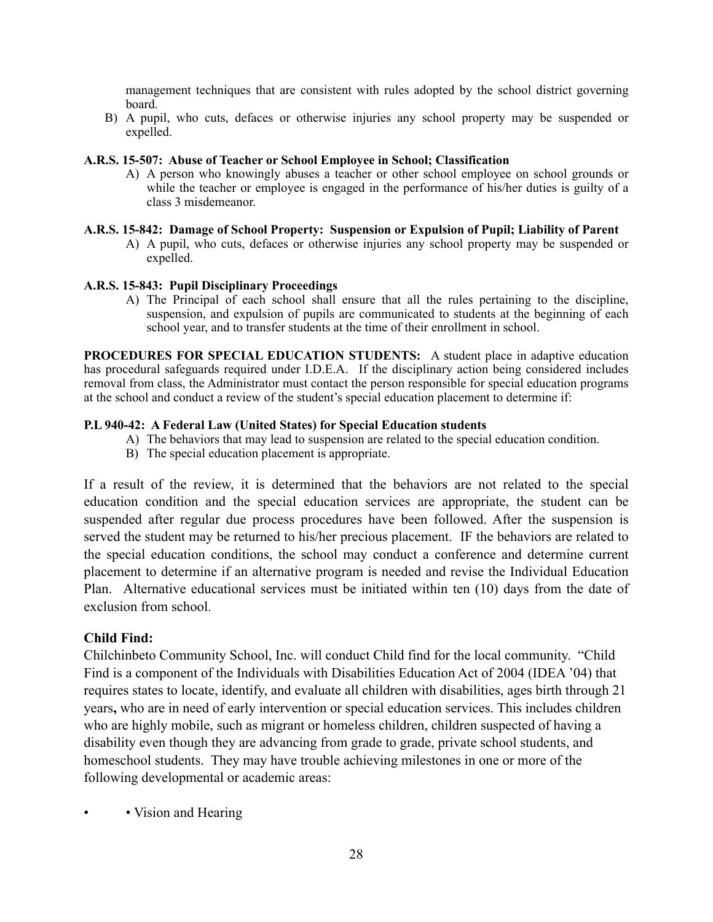management techniques that are consistent with rules adopted by the school district governing board.

B) A pupil, who cuts, defaces or otherwise injuries any school property may be suspended or expelled.

**A.R.S. 15-507: Abuse of Teacher or School Employee in School; Classification**

A) A person who knowingly abuses a teacher or other school employee on school grounds or while the teacher or employee is engaged in the performance of his/her duties is guilty of a class 3 misdemeanor.

**A.R.S. 15-842: Damage of School Property: Suspension or Expulsion of Pupil; Liability of Parent**

A) A pupil, who cuts, defaces or otherwise injuries any school property may be suspended or expelled.

**A.R.S. 15-843: Pupil Disciplinary Proceedings**

A) The Principal of each school shall ensure that all the rules pertaining to the discipline, suspension, and expulsion of pupils are communicated to students at the beginning of each school year, and to transfer students at the time of their enrollment in school.

**PROCEDURES FOR SPECIAL EDUCATION STUDENTS:** A student place in adaptive education has procedural safeguards required under I.D.E.A. If the disciplinary action being considered includes removal from class, the Administrator must contact the person responsible for special education programs at the school and conduct a review of the student's special education placement to determine if:

**P.L 940-42: A Federal Law (United States) for Special Education students**

A) The behaviors that may lead to suspension are related to the special education condition.
B) The special education placement is appropriate.

If a result of the review, it is determined that the behaviors are not related to the special education condition and the special education services are appropriate, the student can be suspended after regular due process procedures have been followed. After the suspension is served the student may be returned to his/her precious placement. IF the behaviors are related to the special education conditions, the school may conduct a conference and determine current placement to determine if an alternative program is needed and revise the Individual Education Plan. Alternative educational services must be initiated within ten (10) days from the date of exclusion from school.

### Child Find:

Chilchinbeto Community School, Inc. will conduct Child find for the local community. "Child Find is a component of the Individuals with Disabilities Education Act of 2004 (IDEA '04) that requires states to locate, identify, and evaluate all children with disabilities, ages birth through 21 years**,** who are in need of early intervention or special education services. This includes children who are highly mobile, such as migrant or homeless children, children suspected of having a disability even though they are advancing from grade to grade, private school students, and homeschool students. They may have trouble achieving milestones in one or more of the following developmental or academic areas:

- • Vision and Hearing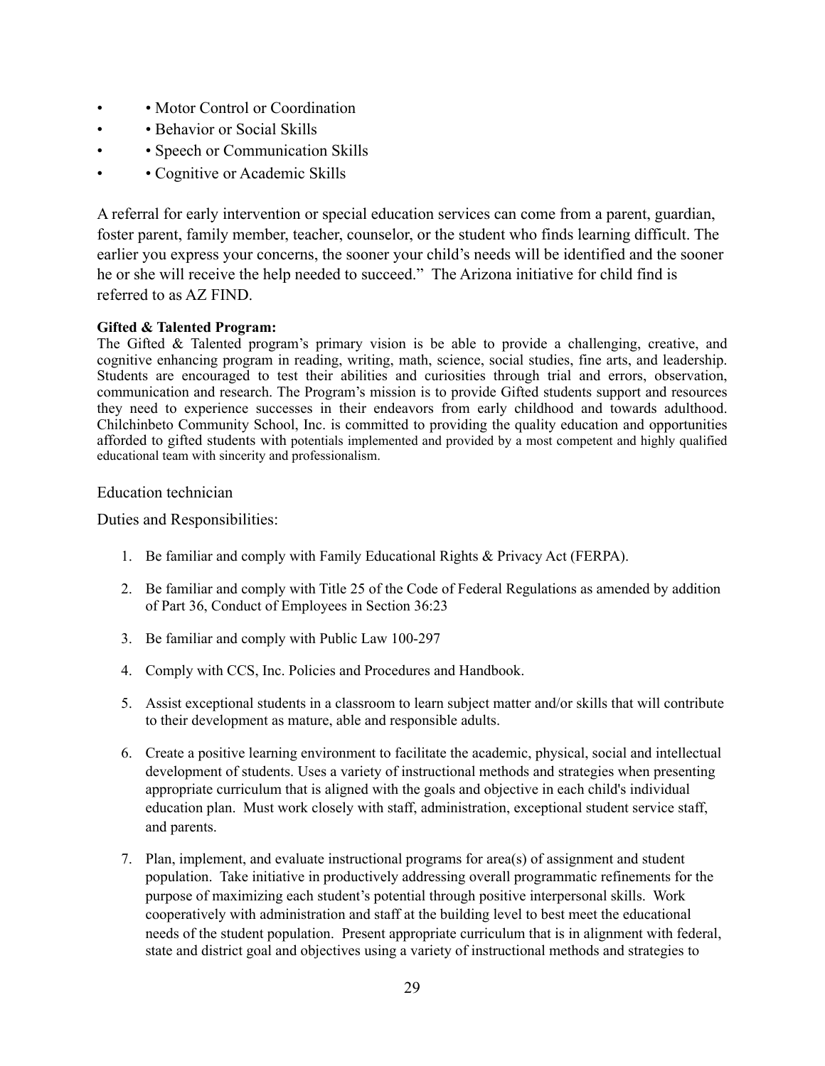- • Motor Control or Coordination
- • Behavior or Social Skills
- • Speech or Communication Skills
- • Cognitive or Academic Skills

A referral for early intervention or special education services can come from a parent, guardian, foster parent, family member, teacher, counselor, or the student who finds learning difficult. The earlier you express your concerns, the sooner your child's needs will be identified and the sooner he or she will receive the help needed to succeed." The Arizona initiative for child find is referred to as AZ FIND.

**Gifted & Talented Program:**
The Gifted & Talented program's primary vision is be able to provide a challenging, creative, and cognitive enhancing program in reading, writing, math, science, social studies, fine arts, and leadership. Students are encouraged to test their abilities and curiosities through trial and errors, observation, communication and research. The Program's mission is to provide Gifted students support and resources they need to experience successes in their endeavors from early childhood and towards adulthood. Chilchinbeto Community School, Inc. is committed to providing the quality education and opportunities afforded to gifted students with potentials implemented and provided by a most competent and highly qualified educational team with sincerity and professionalism.

Education technician

Duties and Responsibilities:

1. Be familiar and comply with Family Educational Rights & Privacy Act (FERPA).
2. Be familiar and comply with Title 25 of the Code of Federal Regulations as amended by addition of Part 36, Conduct of Employees in Section 36:23
3. Be familiar and comply with Public Law 100-297
4. Comply with CCS, Inc. Policies and Procedures and Handbook.
5. Assist exceptional students in a classroom to learn subject matter and/or skills that will contribute to their development as mature, able and responsible adults.
6. Create a positive learning environment to facilitate the academic, physical, social and intellectual development of students. Uses a variety of instructional methods and strategies when presenting appropriate curriculum that is aligned with the goals and objective in each child's individual education plan. Must work closely with staff, administration, exceptional student service staff, and parents.
7. Plan, implement, and evaluate instructional programs for area(s) of assignment and student population. Take initiative in productively addressing overall programmatic refinements for the purpose of maximizing each student's potential through positive interpersonal skills. Work cooperatively with administration and staff at the building level to best meet the educational needs of the student population. Present appropriate curriculum that is in alignment with federal, state and district goal and objectives using a variety of instructional methods and strategies to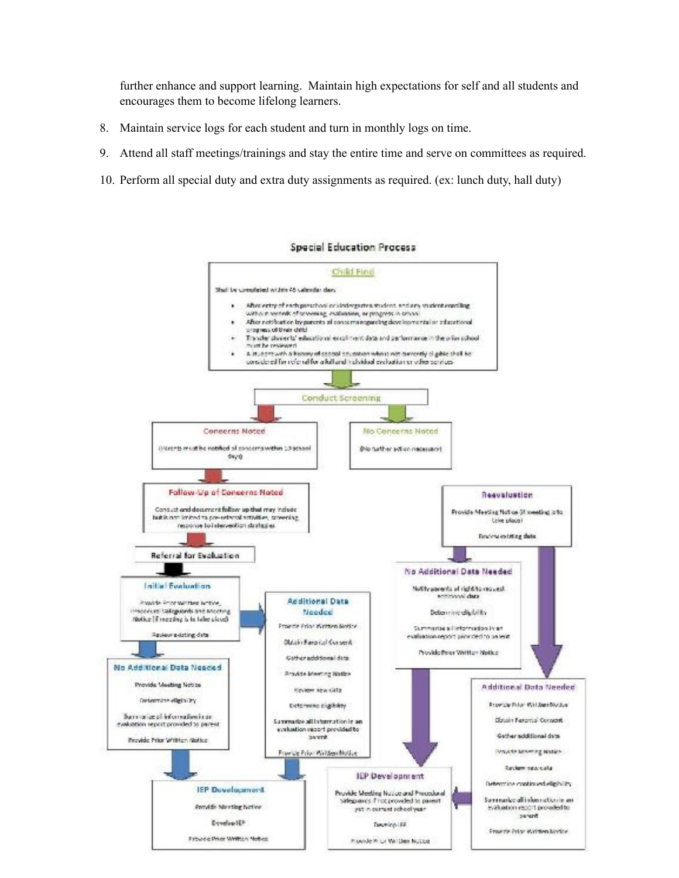further enhance and support learning.  Maintain high expectations for self and all students and encourages them to become lifelong learners.

8. Maintain service logs for each student and turn in monthly logs on time.
9. Attend all staff meetings/trainings and stay the entire time and serve on committees as required.
10. Perform all special duty and extra duty assignments as required. (ex: lunch duty, hall duty)

## Special Education Process

**Child Find**

Shall be completed within 45 calendar days

- After entry of each preschool or kindergarten student, and any student enrolling without records of screening, evaluation, or progress in school
- After notification by parents of concerns regarding developmental or educational progress of their child
- Transfer students' educational enrollment data and performance in the prior school must be reviewed
- A student with a history of special education who is not currently eligible shall be considered for referral for a full and individual evaluation or other services

**Conduct Screening**

**Concerns Noted**

(Parents must be notified of concerns within 10 school days)

**No Concerns Noted**

(No further action necessary)

**Follow-Up of Concerns Noted**

Conduct and document follow up that may include but is not limited to pre-referral activities, screening, response to intervention strategies

**Referral for Evaluation**

**Initial Evaluation**

Provide Prior Written Notice, Procedural Safeguards and Meeting Notice (if meeting is to take place)

Review existing data

**No Additional Data Needed**

Provide Meeting Notice

Determine eligibility

Summarize all information in an evaluation report provided to parent

Provide Prior Written Notice

**Additional Data Needed**

Provide Prior Written Notice

Obtain Parental Consent

Gather additional data

Provide Meeting Notice

Review new data

Determine eligibility

Summarize all information in an evaluation report provided to parent

Provide Prior Written Notice

**IEP Development**

Provide Meeting Notice

Develop IEP

Provide Prior Written Notice

**Reevaluation**

Provide Meeting Notice (if meeting is to take place)

Review existing data

**No Additional Data Needed**

Notify parents of right to request additional data

Determine eligibility

Summarize all information in an evaluation report provided to parent

Provide Prior Written Notice

**Additional Data Needed**

Provide Prior Written Notice

Obtain Parental Consent

Gather additional data

Provide Meeting Notice

Review new data

Determine continued eligibility

Summarize all information in an evaluation report provided to parent

Provide Prior Written Notice

**IEP Development**

Provide Meeting Notice and Procedural Safeguards if not provided to parent yet in current school year

Develop IEP

Provide Prior Written Notice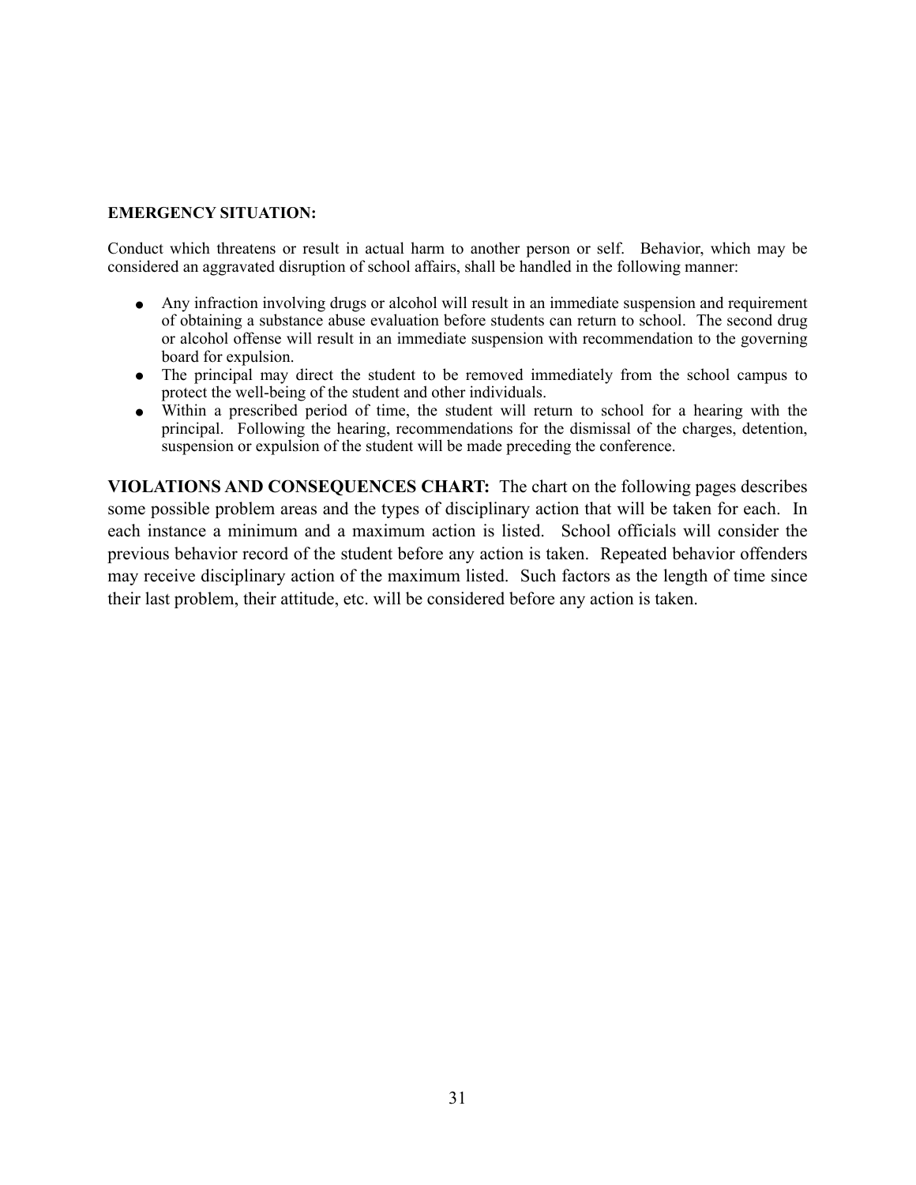**EMERGENCY SITUATION:**

Conduct which threatens or result in actual harm to another person or self. Behavior, which may be considered an aggravated disruption of school affairs, shall be handled in the following manner:

- Any infraction involving drugs or alcohol will result in an immediate suspension and requirement of obtaining a substance abuse evaluation before students can return to school. The second drug or alcohol offense will result in an immediate suspension with recommendation to the governing board for expulsion.
- The principal may direct the student to be removed immediately from the school campus to protect the well-being of the student and other individuals.
- Within a prescribed period of time, the student will return to school for a hearing with the principal. Following the hearing, recommendations for the dismissal of the charges, detention, suspension or expulsion of the student will be made preceding the conference.

**VIOLATIONS AND CONSEQUENCES CHART:** The chart on the following pages describes some possible problem areas and the types of disciplinary action that will be taken for each. In each instance a minimum and a maximum action is listed. School officials will consider the previous behavior record of the student before any action is taken. Repeated behavior offenders may receive disciplinary action of the maximum listed. Such factors as the length of time since their last problem, their attitude, etc. will be considered before any action is taken.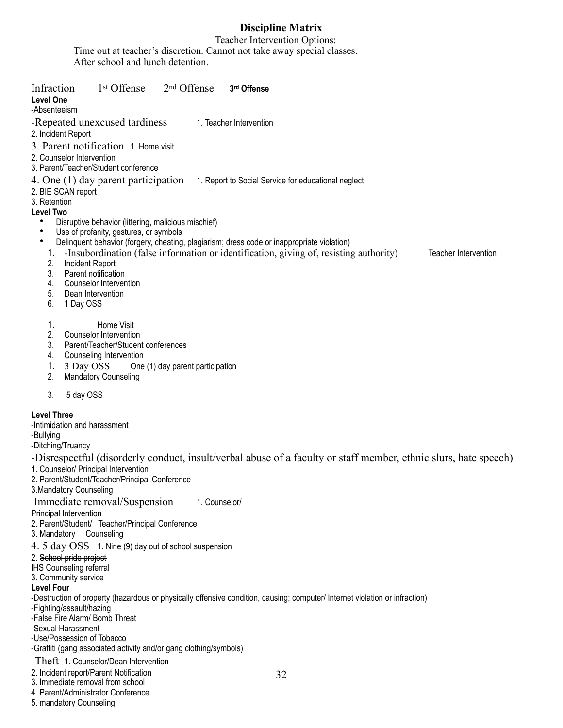# Discipline Matrix

<u>Teacher Intervention Options:</u>

Time out at teacher's discretion. Cannot not take away special classes.
After school and lunch detention.

Infraction 1st Offense 2nd Offense **3rd Offense**

**Level One**

-Absenteeism

-Repeated unexcused tardiness 1. Teacher Intervention

2. Incident Report

3. Parent notification 1. Home visit

2. Counselor Intervention

3. Parent/Teacher/Student conference

4. One (1) day parent participation 1. Report to Social Service for educational neglect

2. BIE SCAN report

3. Retention

**Level Two**

- Disruptive behavior (littering, malicious mischief)
- Use of profanity, gestures, or symbols
- Delinquent behavior (forgery, cheating, plagiarism; dress code or inappropriate violation)

1. -Insubordination (false information or identification, giving of, resisting authority) Teacher Intervention
2. Incident Report
3. Parent notification
4. Counselor Intervention
5. Dean Intervention
6. 1 Day OSS

1. Home Visit
2. Counselor Intervention
3. Parent/Teacher/Student conferences
4. Counseling Intervention

1. 3 Day OSS One (1) day parent participation
2. Mandatory Counseling
3. 5 day OSS

**Level Three**

-Intimidation and harassment

-Bullying

-Ditching/Truancy

-Disrespectful (disorderly conduct, insult/verbal abuse of a faculty or staff member, ethnic slurs, hate speech)

1. Counselor/ Principal Intervention

2. Parent/Student/Teacher/Principal Conference

3.Mandatory Counseling

Immediate removal/Suspension 1. Counselor/ Principal Intervention

2. Parent/Student/ Teacher/Principal Conference

3. Mandatory Counseling

4. 5 day OSS 1. Nine (9) day out of school suspension

2. ~~School pride project~~
IHS Counseling referral

3. ~~Community service~~

**Level Four**

-Destruction of property (hazardous or physically offensive condition, causing; computer/ Internet violation or infraction)

-Fighting/assault/hazing

-False Fire Alarm/ Bomb Threat

-Sexual Harassment

-Use/Possession of Tobacco

-Graffiti (gang associated activity and/or gang clothing/symbols)

-Theft 1. Counselor/Dean Intervention

2. Incident report/Parent Notification

3. Immediate removal from school

4. Parent/Administrator Conference

5. mandatory Counseling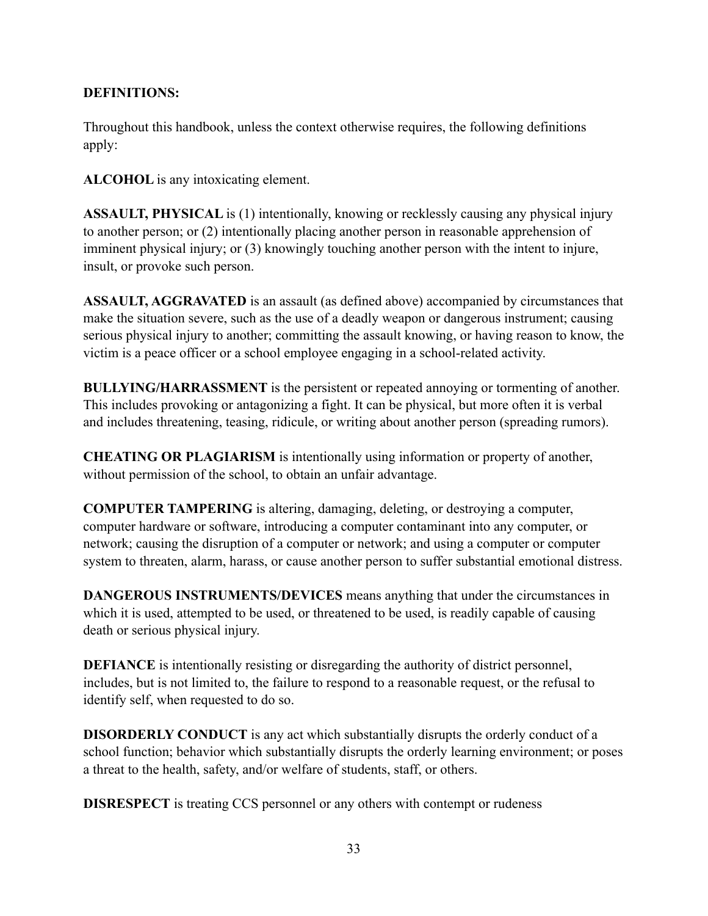**DEFINITIONS:**

Throughout this handbook, unless the context otherwise requires, the following definitions apply:

**ALCOHOL** is any intoxicating element.

**ASSAULT, PHYSICAL** is (1) intentionally, knowing or recklessly causing any physical injury to another person; or (2) intentionally placing another person in reasonable apprehension of imminent physical injury; or (3) knowingly touching another person with the intent to injure, insult, or provoke such person.

**ASSAULT, AGGRAVATED** is an assault (as defined above) accompanied by circumstances that make the situation severe, such as the use of a deadly weapon or dangerous instrument; causing serious physical injury to another; committing the assault knowing, or having reason to know, the victim is a peace officer or a school employee engaging in a school-related activity.

**BULLYING/HARRASSMENT** is the persistent or repeated annoying or tormenting of another. This includes provoking or antagonizing a fight. It can be physical, but more often it is verbal and includes threatening, teasing, ridicule, or writing about another person (spreading rumors).

**CHEATING OR PLAGIARISM** is intentionally using information or property of another, without permission of the school, to obtain an unfair advantage.

**COMPUTER TAMPERING** is altering, damaging, deleting, or destroying a computer, computer hardware or software, introducing a computer contaminant into any computer, or network; causing the disruption of a computer or network; and using a computer or computer system to threaten, alarm, harass, or cause another person to suffer substantial emotional distress.

**DANGEROUS INSTRUMENTS/DEVICES** means anything that under the circumstances in which it is used, attempted to be used, or threatened to be used, is readily capable of causing death or serious physical injury.

**DEFIANCE** is intentionally resisting or disregarding the authority of district personnel, includes, but is not limited to, the failure to respond to a reasonable request, or the refusal to identify self, when requested to do so.

**DISORDERLY CONDUCT** is any act which substantially disrupts the orderly conduct of a school function; behavior which substantially disrupts the orderly learning environment; or poses a threat to the health, safety, and/or welfare of students, staff, or others.

**DISRESPECT** is treating CCS personnel or any others with contempt or rudeness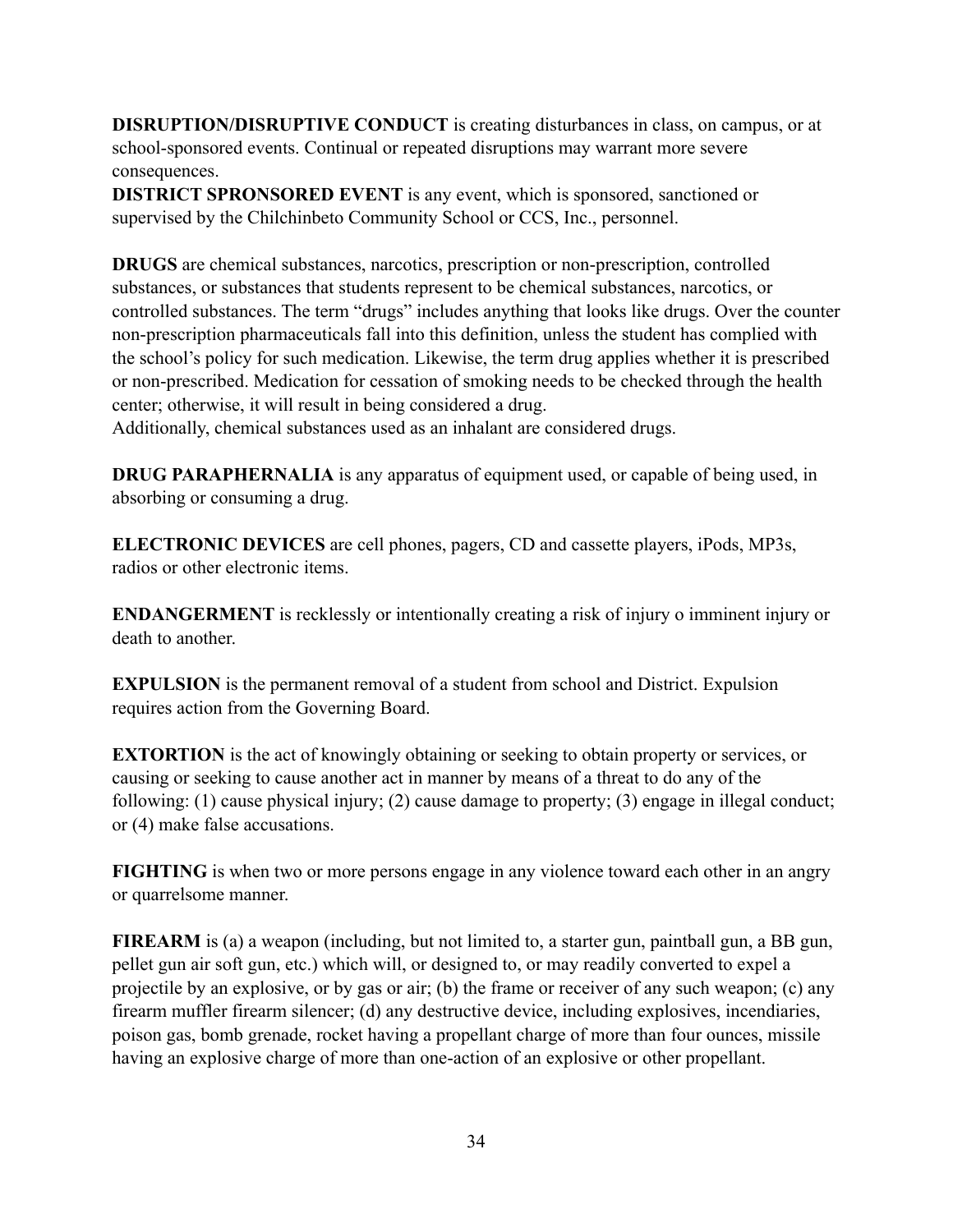**DISRUPTION/DISRUPTIVE CONDUCT** is creating disturbances in class, on campus, or at school-sponsored events. Continual or repeated disruptions may warrant more severe consequences.

**DISTRICT SPRONSORED EVENT** is any event, which is sponsored, sanctioned or supervised by the Chilchinbeto Community School or CCS, Inc., personnel.

**DRUGS** are chemical substances, narcotics, prescription or non-prescription, controlled substances, or substances that students represent to be chemical substances, narcotics, or controlled substances. The term "drugs" includes anything that looks like drugs. Over the counter non-prescription pharmaceuticals fall into this definition, unless the student has complied with the school's policy for such medication. Likewise, the term drug applies whether it is prescribed or non-prescribed. Medication for cessation of smoking needs to be checked through the health center; otherwise, it will result in being considered a drug.
Additionally, chemical substances used as an inhalant are considered drugs.

**DRUG PARAPHERNALIA** is any apparatus of equipment used, or capable of being used, in absorbing or consuming a drug.

**ELECTRONIC DEVICES** are cell phones, pagers, CD and cassette players, iPods, MP3s, radios or other electronic items.

**ENDANGERMENT** is recklessly or intentionally creating a risk of injury o imminent injury or death to another.

**EXPULSION** is the permanent removal of a student from school and District. Expulsion requires action from the Governing Board.

**EXTORTION** is the act of knowingly obtaining or seeking to obtain property or services, or causing or seeking to cause another act in manner by means of a threat to do any of the following: (1) cause physical injury; (2) cause damage to property; (3) engage in illegal conduct; or (4) make false accusations.

**FIGHTING** is when two or more persons engage in any violence toward each other in an angry or quarrelsome manner.

**FIREARM** is (a) a weapon (including, but not limited to, a starter gun, paintball gun, a BB gun, pellet gun air soft gun, etc.) which will, or designed to, or may readily converted to expel a projectile by an explosive, or by gas or air; (b) the frame or receiver of any such weapon; (c) any firearm muffler firearm silencer; (d) any destructive device, including explosives, incendiaries, poison gas, bomb grenade, rocket having a propellant charge of more than four ounces, missile having an explosive charge of more than one-action of an explosive or other propellant.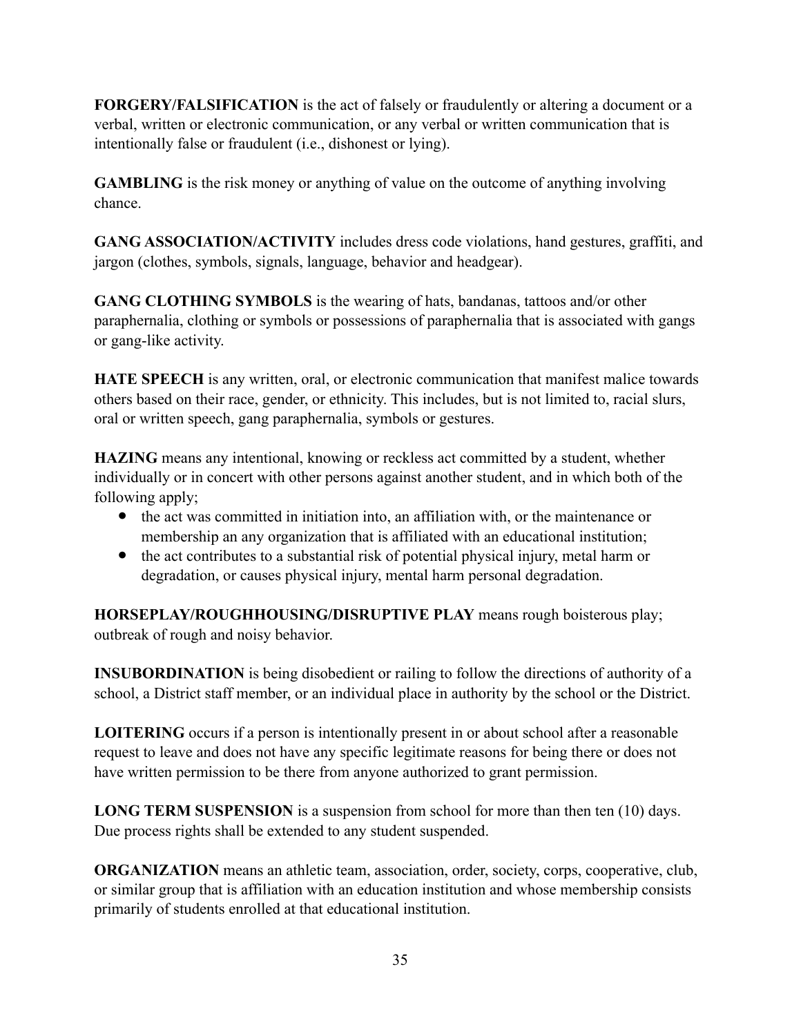**FORGERY/FALSIFICATION** is the act of falsely or fraudulently or altering a document or a verbal, written or electronic communication, or any verbal or written communication that is intentionally false or fraudulent (i.e., dishonest or lying).

**GAMBLING** is the risk money or anything of value on the outcome of anything involving chance.

**GANG ASSOCIATION/ACTIVITY** includes dress code violations, hand gestures, graffiti, and jargon (clothes, symbols, signals, language, behavior and headgear).

**GANG CLOTHING SYMBOLS** is the wearing of hats, bandanas, tattoos and/or other paraphernalia, clothing or symbols or possessions of paraphernalia that is associated with gangs or gang-like activity.

**HATE SPEECH** is any written, oral, or electronic communication that manifest malice towards others based on their race, gender, or ethnicity. This includes, but is not limited to, racial slurs, oral or written speech, gang paraphernalia, symbols or gestures.

**HAZING** means any intentional, knowing or reckless act committed by a student, whether individually or in concert with other persons against another student, and in which both of the following apply;

- the act was committed in initiation into, an affiliation with, or the maintenance or membership an any organization that is affiliated with an educational institution;
- the act contributes to a substantial risk of potential physical injury, metal harm or degradation, or causes physical injury, mental harm personal degradation.

**HORSEPLAY/ROUGHHOUSING/DISRUPTIVE PLAY** means rough boisterous play; outbreak of rough and noisy behavior.

**INSUBORDINATION** is being disobedient or railing to follow the directions of authority of a school, a District staff member, or an individual place in authority by the school or the District.

**LOITERING** occurs if a person is intentionally present in or about school after a reasonable request to leave and does not have any specific legitimate reasons for being there or does not have written permission to be there from anyone authorized to grant permission.

**LONG TERM SUSPENSION** is a suspension from school for more than then ten (10) days. Due process rights shall be extended to any student suspended.

**ORGANIZATION** means an athletic team, association, order, society, corps, cooperative, club, or similar group that is affiliation with an education institution and whose membership consists primarily of students enrolled at that educational institution.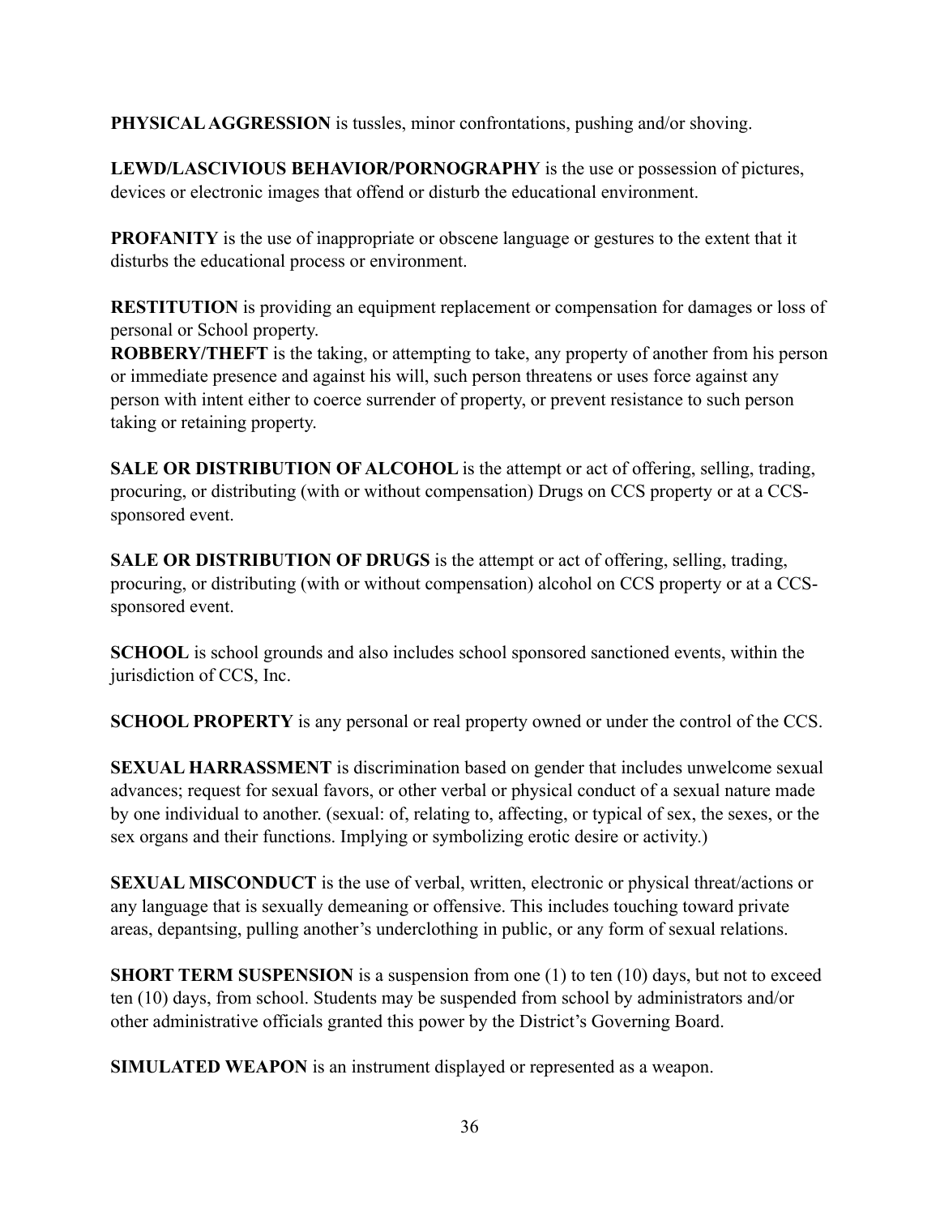**PHYSICAL AGGRESSION** is tussles, minor confrontations, pushing and/or shoving.

**LEWD/LASCIVIOUS BEHAVIOR/PORNOGRAPHY** is the use or possession of pictures, devices or electronic images that offend or disturb the educational environment.

**PROFANITY** is the use of inappropriate or obscene language or gestures to the extent that it disturbs the educational process or environment.

**RESTITUTION** is providing an equipment replacement or compensation for damages or loss of personal or School property.
**ROBBERY/THEFT** is the taking, or attempting to take, any property of another from his person or immediate presence and against his will, such person threatens or uses force against any person with intent either to coerce surrender of property, or prevent resistance to such person taking or retaining property.

**SALE OR DISTRIBUTION OF ALCOHOL** is the attempt or act of offering, selling, trading, procuring, or distributing (with or without compensation) Drugs on CCS property or at a CCS-sponsored event.

**SALE OR DISTRIBUTION OF DRUGS** is the attempt or act of offering, selling, trading, procuring, or distributing (with or without compensation) alcohol on CCS property or at a CCS-sponsored event.

**SCHOOL** is school grounds and also includes school sponsored sanctioned events, within the jurisdiction of CCS, Inc.

**SCHOOL PROPERTY** is any personal or real property owned or under the control of the CCS.

**SEXUAL HARRASSMENT** is discrimination based on gender that includes unwelcome sexual advances; request for sexual favors, or other verbal or physical conduct of a sexual nature made by one individual to another. (sexual: of, relating to, affecting, or typical of sex, the sexes, or the sex organs and their functions. Implying or symbolizing erotic desire or activity.)

**SEXUAL MISCONDUCT** is the use of verbal, written, electronic or physical threat/actions or any language that is sexually demeaning or offensive. This includes touching toward private areas, depantsing, pulling another's underclothing in public, or any form of sexual relations.

**SHORT TERM SUSPENSION** is a suspension from one (1) to ten (10) days, but not to exceed ten (10) days, from school. Students may be suspended from school by administrators and/or other administrative officials granted this power by the District's Governing Board.

**SIMULATED WEAPON** is an instrument displayed or represented as a weapon.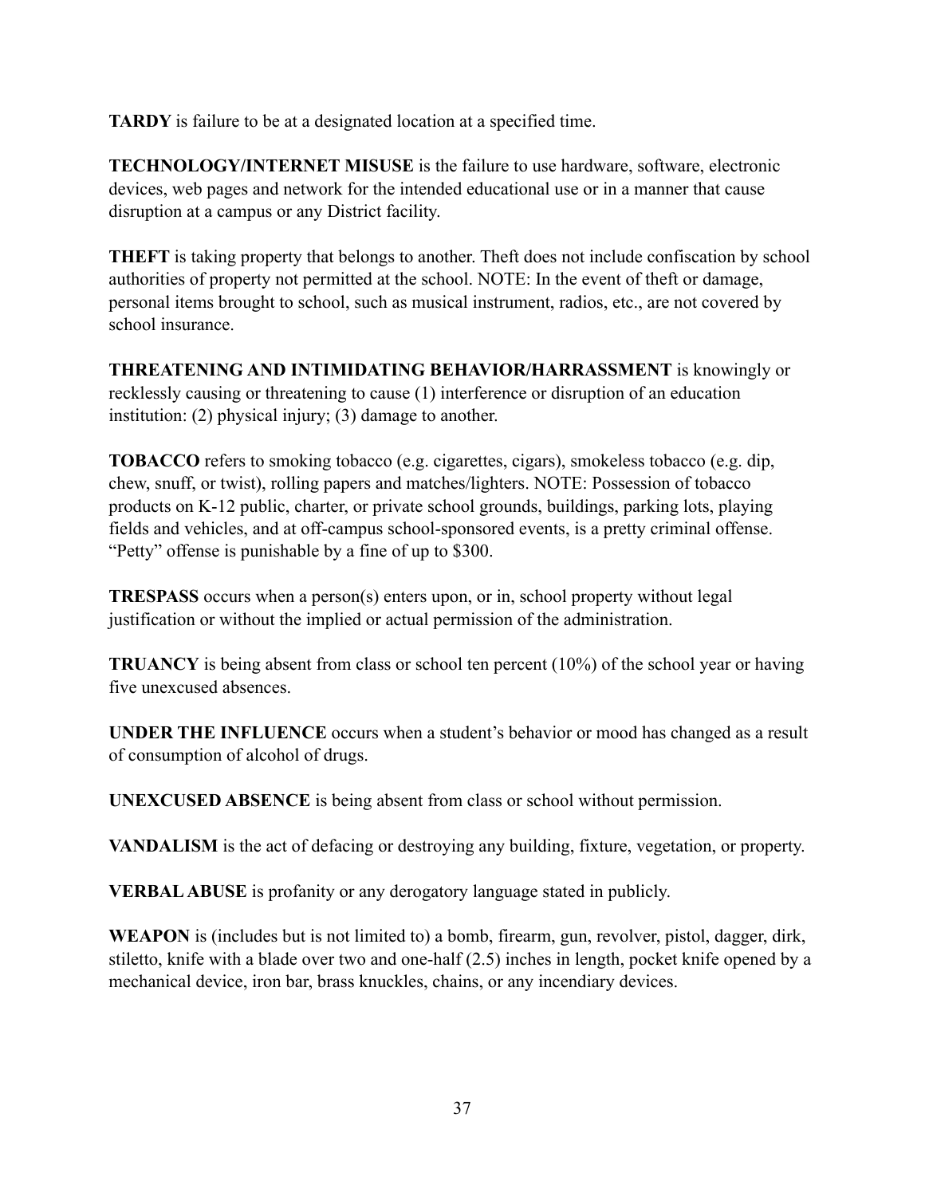**TARDY** is failure to be at a designated location at a specified time.

**TECHNOLOGY/INTERNET MISUSE** is the failure to use hardware, software, electronic devices, web pages and network for the intended educational use or in a manner that cause disruption at a campus or any District facility.

**THEFT** is taking property that belongs to another. Theft does not include confiscation by school authorities of property not permitted at the school. NOTE: In the event of theft or damage, personal items brought to school, such as musical instrument, radios, etc., are not covered by school insurance.

**THREATENING AND INTIMIDATING BEHAVIOR/HARRASSMENT** is knowingly or recklessly causing or threatening to cause (1) interference or disruption of an education institution: (2) physical injury; (3) damage to another.

**TOBACCO** refers to smoking tobacco (e.g. cigarettes, cigars), smokeless tobacco (e.g. dip, chew, snuff, or twist), rolling papers and matches/lighters. NOTE: Possession of tobacco products on K-12 public, charter, or private school grounds, buildings, parking lots, playing fields and vehicles, and at off-campus school-sponsored events, is a pretty criminal offense. "Petty" offense is punishable by a fine of up to $300.

**TRESPASS** occurs when a person(s) enters upon, or in, school property without legal justification or without the implied or actual permission of the administration.

**TRUANCY** is being absent from class or school ten percent (10%) of the school year or having five unexcused absences.

**UNDER THE INFLUENCE** occurs when a student's behavior or mood has changed as a result of consumption of alcohol of drugs.

**UNEXCUSED ABSENCE** is being absent from class or school without permission.

**VANDALISM** is the act of defacing or destroying any building, fixture, vegetation, or property.

**VERBAL ABUSE** is profanity or any derogatory language stated in publicly.

**WEAPON** is (includes but is not limited to) a bomb, firearm, gun, revolver, pistol, dagger, dirk, stiletto, knife with a blade over two and one-half (2.5) inches in length, pocket knife opened by a mechanical device, iron bar, brass knuckles, chains, or any incendiary devices.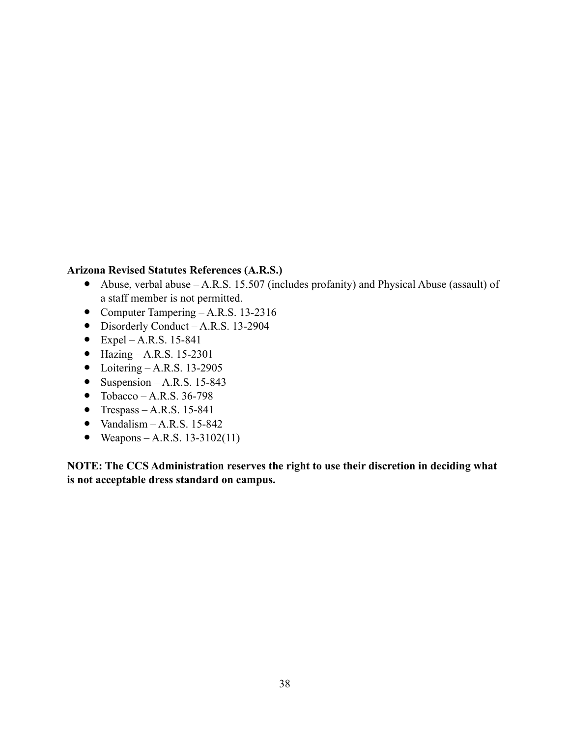**Arizona Revised Statutes References (A.R.S.)**

- Abuse, verbal abuse – A.R.S. 15.507 (includes profanity) and Physical Abuse (assault) of a staff member is not permitted.
- Computer Tampering – A.R.S. 13-2316
- Disorderly Conduct – A.R.S. 13-2904
- Expel – A.R.S. 15-841
- Hazing – A.R.S. 15-2301
- Loitering – A.R.S. 13-2905
- Suspension – A.R.S. 15-843
- Tobacco – A.R.S. 36-798
- Trespass – A.R.S. 15-841
- Vandalism – A.R.S. 15-842
- Weapons – A.R.S. 13-3102(11)

**NOTE: The CCS Administration reserves the right to use their discretion in deciding what is not acceptable dress standard on campus.**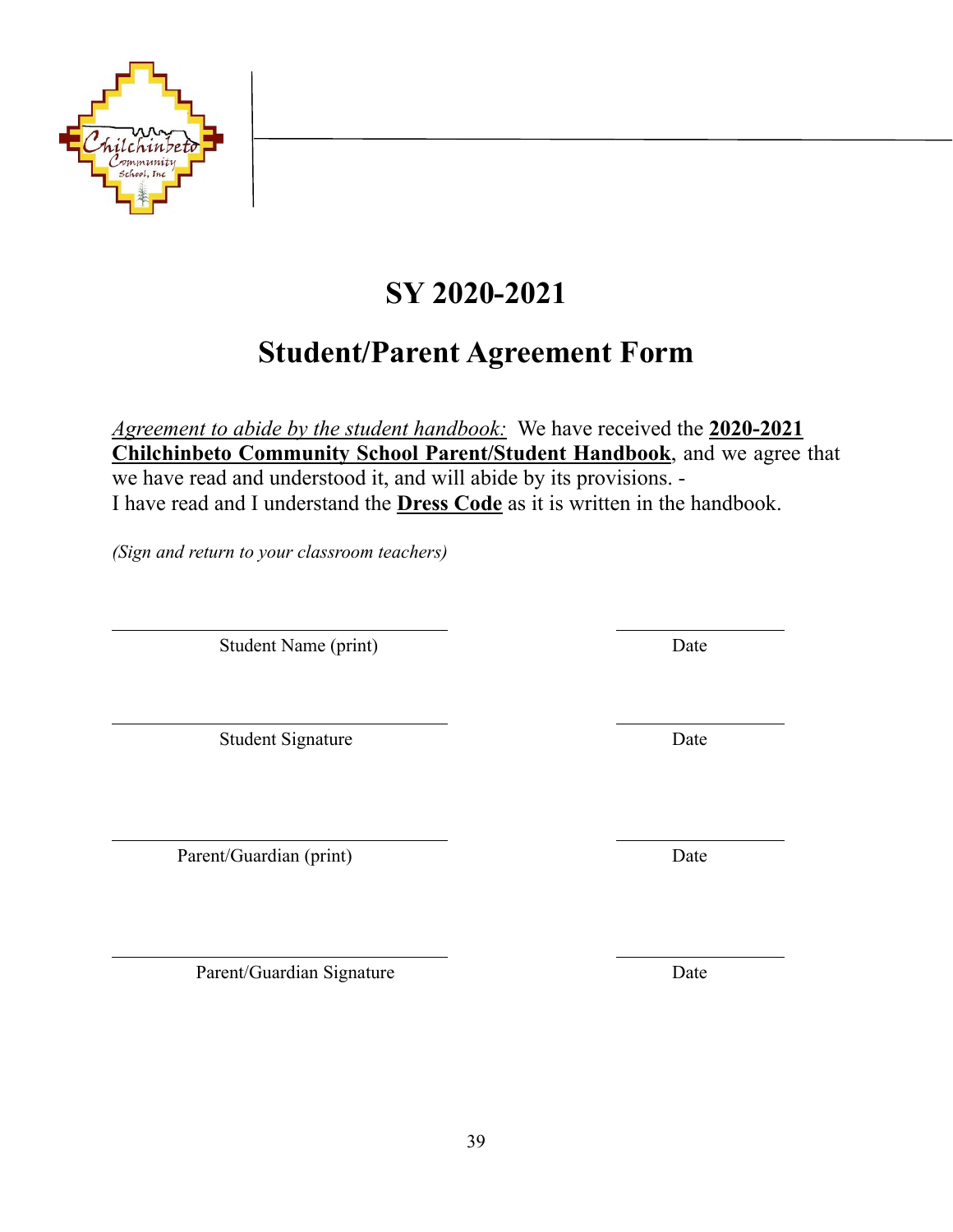# SY 2020-2021

# Student/Parent Agreement Form

*Agreement to abide by the student handbook:* We have received the **2020-2021 Chilchinbeto Community School Parent/Student Handbook**, and we agree that we have read and understood it, and will abide by its provisions. -
I have read and I understand the **Dress Code** as it is written in the handbook.

*(Sign and return to your classroom teachers)*

\_\_\_\_\_\_\_\_\_\_\_\_\_\_\_\_\_\_\_\_\_\_\_\_\_\_\_\_\_\_ \_\_\_\_\_\_\_\_\_\_\_\_\_\_\_
Student Name (print) Date

\_\_\_\_\_\_\_\_\_\_\_\_\_\_\_\_\_\_\_\_\_\_\_\_\_\_\_\_\_\_ \_\_\_\_\_\_\_\_\_\_\_\_\_\_\_
Student Signature Date

\_\_\_\_\_\_\_\_\_\_\_\_\_\_\_\_\_\_\_\_\_\_\_\_\_\_\_\_\_\_ \_\_\_\_\_\_\_\_\_\_\_\_\_\_\_
Parent/Guardian (print) Date

\_\_\_\_\_\_\_\_\_\_\_\_\_\_\_\_\_\_\_\_\_\_\_\_\_\_\_\_\_\_ \_\_\_\_\_\_\_\_\_\_\_\_\_\_\_
Parent/Guardian Signature Date